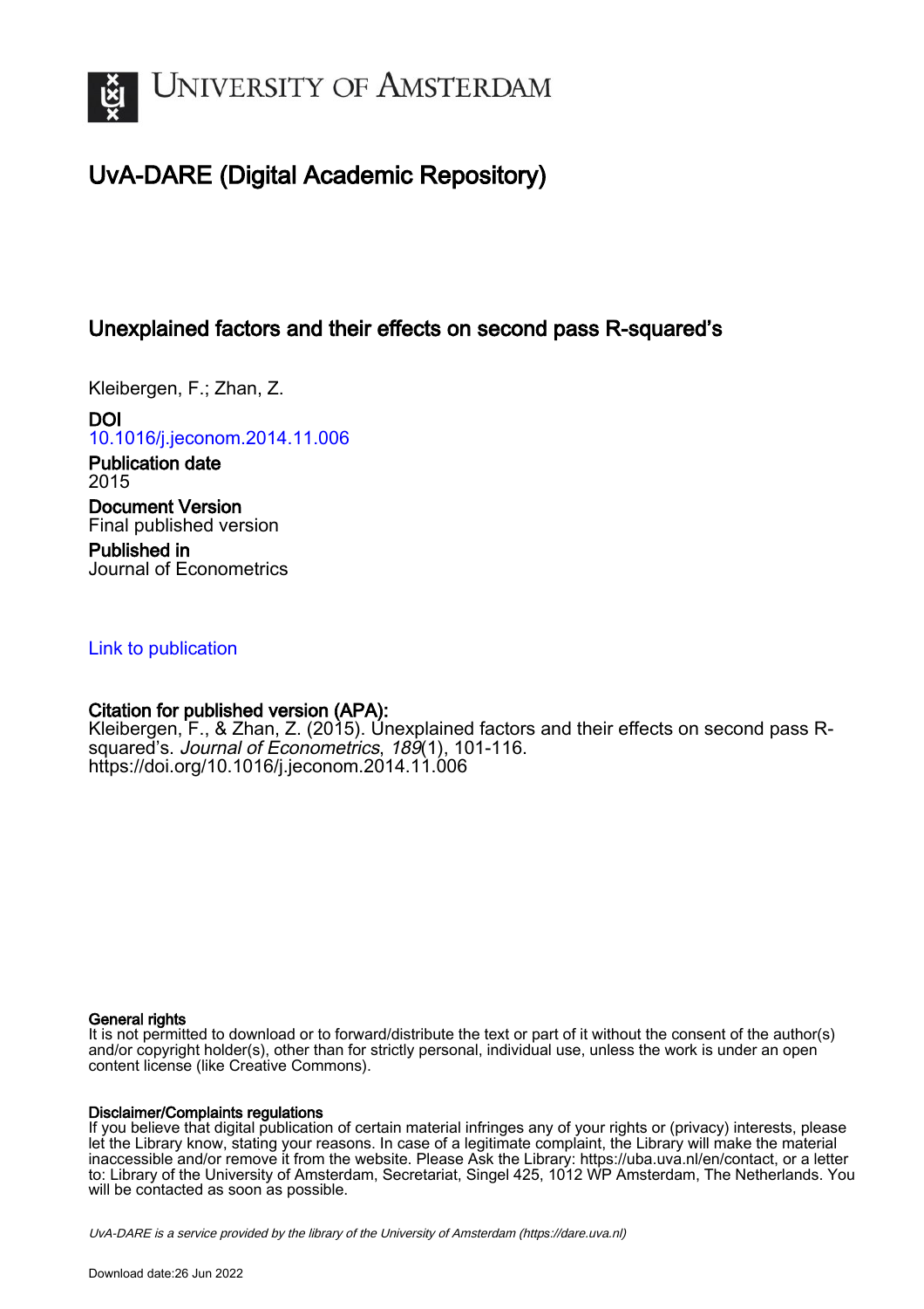# University of Amsterdam

## UvA-DARE (Digital Academic Repository)

### Unexplained factors and their effects on second pass R-squared's

Kleibergen, F.; Zhan, Z.

**DOI**
10.1016/j.jeconom.2014.11.006

**Publication date**
2015

**Document Version**
Final published version

**Published in**
Journal of Econometrics

Link to publication

**Citation for published version (APA):**
Kleibergen, F., & Zhan, Z. (2015). Unexplained factors and their effects on second pass R-squared's. *Journal of Econometrics*, *189*(1), 101-116.
https://doi.org/10.1016/j.jeconom.2014.11.006

**General rights**
It is not permitted to download or to forward/distribute the text or part of it without the consent of the author(s) and/or copyright holder(s), other than for strictly personal, individual use, unless the work is under an open content license (like Creative Commons).

**Disclaimer/Complaints regulations**
If you believe that digital publication of certain material infringes any of your rights or (privacy) interests, please let the Library know, stating your reasons. In case of a legitimate complaint, the Library will make the material inaccessible and/or remove it from the website. Please Ask the Library: https://uba.uva.nl/en/contact, or a letter to: Library of the University of Amsterdam, Secretariat, Singel 425, 1012 WP Amsterdam, The Netherlands. You will be contacted as soon as possible.

*UvA-DARE is a service provided by the library of the University of Amsterdam (https://dare.uva.nl)*

Download date:26 Jun 2022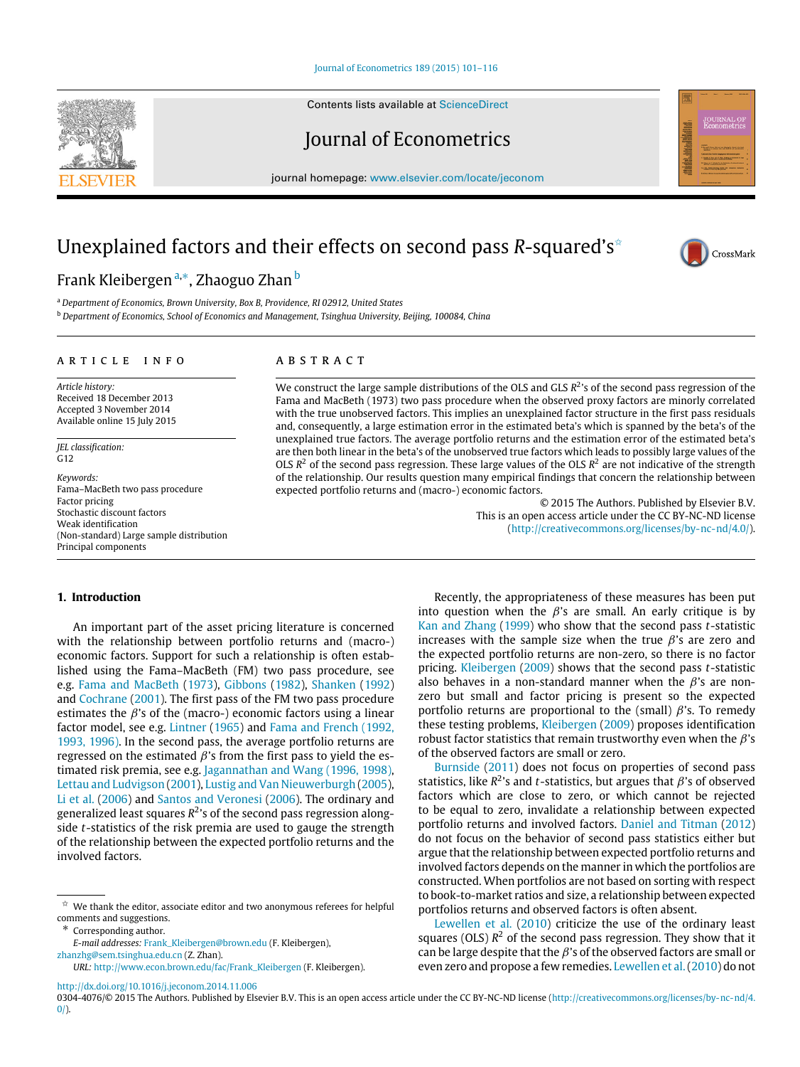# Unexplained factors and their effects on second pass R-squared's[☆]

Frank Kleibergen [a,*], Zhaoguo Zhan [b]

[a] Department of Economics, Brown University, Box B, Providence, RI 02912, United States

[b] Department of Economics, School of Economics and Management, Tsinghua University, Beijing, 100084, China

## ARTICLE INFO

*Article history:*
Received 18 December 2013
Accepted 3 November 2014
Available online 15 July 2015

*JEL classification:*
G12

*Keywords:*
Fama–MacBeth two pass procedure
Factor pricing
Stochastic discount factors
Weak identification
(Non-standard) Large sample distribution
Principal components

## ABSTRACT

We construct the large sample distributions of the OLS and GLS $R^2$'s of the second pass regression of the Fama and MacBeth (1973) two pass procedure when the observed proxy factors are minorly correlated with the true unobserved factors. This implies an unexplained factor structure in the first pass residuals and, consequently, a large estimation error in the estimated beta's which is spanned by the beta's of the unexplained true factors. The average portfolio returns and the estimation error of the estimated beta's are then both linear in the beta's of the unobserved true factors which leads to possibly large values of the OLS $R^2$ of the second pass regression. These large values of the OLS $R^2$ are not indicative of the strength of the relationship. Our results question many empirical findings that concern the relationship between expected portfolio returns and (macro-) economic factors.

© 2015 The Authors. Published by Elsevier B.V.
This is an open access article under the CC BY-NC-ND license (http://creativecommons.org/licenses/by-nc-nd/4.0/).

## 1. Introduction

An important part of the asset pricing literature is concerned with the relationship between portfolio returns and (macro-) economic factors. Support for such a relationship is often established using the Fama–MacBeth (FM) two pass procedure, see e.g. Fama and MacBeth (1973), Gibbons (1982), Shanken (1992) and Cochrane (2001). The first pass of the FM two pass procedure estimates the $\beta$'s of the (macro-) economic factors using a linear factor model, see e.g. Lintner (1965) and Fama and French (1992, 1993, 1996). In the second pass, the average portfolio returns are regressed on the estimated $\beta$'s from the first pass to yield the estimated risk premia, see e.g. Jagannathan and Wang (1996, 1998), Lettau and Ludvigson (2001), Lustig and Van Nieuwerburgh (2005), Li et al. (2006) and Santos and Veronesi (2006). The ordinary and generalized least squares $R^2$'s of the second pass regression alongside $t$-statistics of the risk premia are used to gauge the strength of the relationship between the expected portfolio returns and the involved factors.

Recently, the appropriateness of these measures has been put into question when the $\beta$'s are small. An early critique is by Kan and Zhang (1999) who show that the second pass $t$-statistic increases with the sample size when the true $\beta$'s are zero and the expected portfolio returns are non-zero, so there is no factor pricing. Kleibergen (2009) shows that the second pass $t$-statistic also behaves in a non-standard manner when the $\beta$'s are non-zero but small and factor pricing is present so the expected portfolio returns are proportional to the (small) $\beta$'s. To remedy these testing problems, Kleibergen (2009) proposes identification robust factor statistics that remain trustworthy even when the $\beta$'s of the observed factors are small or zero.

Burnside (2011) does not focus on properties of second pass statistics, like $R^2$'s and $t$-statistics, but argues that $\beta$'s of observed factors which are close to zero, or which cannot be rejected to be equal to zero, invalidate a relationship between expected portfolio returns and involved factors. Daniel and Titman (2012) do not focus on the behavior of second pass statistics either but argue that the relationship between expected portfolio returns and involved factors depends on the manner in which the portfolios are constructed. When portfolios are not based on sorting with respect to book-to-market ratios and size, a relationship between expected portfolios returns and observed factors is often absent.

Lewellen et al. (2010) criticize the use of the ordinary least squares (OLS) $R^2$ of the second pass regression. They show that it can be large despite that the $\beta$'s of the observed factors are small or even zero and propose a few remedies. Lewellen et al. (2010) do not

---

☆ We thank the editor, associate editor and two anonymous referees for helpful comments and suggestions.

\* Corresponding author.
*E-mail addresses:* Frank_Kleibergen@brown.edu (F. Kleibergen), zhanzhg@sem.tsinghua.edu.cn (Z. Zhan).
*URL:* http://www.econ.brown.edu/fac/Frank_Kleibergen (F. Kleibergen).

http://dx.doi.org/10.1016/j.jeconom.2014.11.006
0304-4076/© 2015 The Authors. Published by Elsevier B.V. This is an open access article under the CC BY-NC-ND license (http://creativecommons.org/licenses/by-nc-nd/4.0/).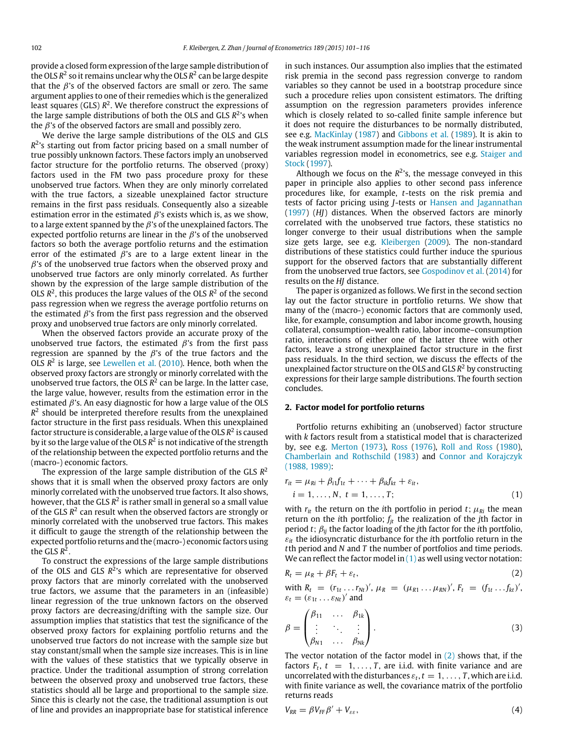provide a closed form expression of the large sample distribution of the OLS $R^2$ so it remains unclear why the OLS $R^2$ can be large despite that the $\beta$'s of the observed factors are small or zero. The same argument applies to one of their remedies which is the generalized least squares (GLS) $R^2$. We therefore construct the expressions of the large sample distributions of both the OLS and GLS $R^2$'s when the $\beta$'s of the observed factors are small and possibly zero.

We derive the large sample distributions of the OLS and GLS $R^2$'s starting out from factor pricing based on a small number of true possibly unknown factors. These factors imply an unobserved factor structure for the portfolio returns. The observed (proxy) factors used in the FM two pass procedure proxy for these unobserved true factors. When they are only minorly correlated with the true factors, a sizeable unexplained factor structure remains in the first pass residuals. Consequently also a sizeable estimation error in the estimated $\beta$'s exists which is, as we show, to a large extent spanned by the $\beta$'s of the unexplained factors. The expected portfolio returns are linear in the $\beta$'s of the unobserved factors so both the average portfolio returns and the estimation error of the estimated $\beta$'s are to a large extent linear in the $\beta$'s of the unobserved true factors when the observed proxy and unobserved true factors are only minorly correlated. As further shown by the expression of the large sample distribution of the OLS $R^2$, this produces the large values of the OLS $R^2$ of the second pass regression when we regress the average portfolio returns on the estimated $\beta$'s from the first pass regression and the observed proxy and unobserved true factors are only minorly correlated.

When the observed factors provide an accurate proxy of the unobserved true factors, the estimated $\beta$'s from the first pass regression are spanned by the $\beta$'s of the true factors and the OLS $R^2$ is large, see Lewellen et al. (2010). Hence, both when the observed proxy factors are strongly or minorly correlated with the unobserved true factors, the OLS $R^2$ can be large. In the latter case, the large value, however, results from the estimation error in the estimated $\beta$'s. An easy diagnostic for how a large value of the OLS $R^2$ should be interpreted therefore results from the unexplained factor structure in the first pass residuals. When this unexplained factor structure is considerable, a large value of the OLS $R^2$ is caused by it so the large value of the OLS $R^2$ is not indicative of the strength of the relationship between the expected portfolio returns and the (macro-) economic factors.

The expression of the large sample distribution of the GLS $R^2$ shows that it is small when the observed proxy factors are only minorly correlated with the unobserved true factors. It also shows, however, that the GLS $R^2$ is rather small in general so a small value of the GLS $R^2$ can result when the observed factors are strongly or minorly correlated with the unobserved true factors. This makes it difficult to gauge the strength of the relationship between the expected portfolio returns and the (macro-) economic factors using the GLS $R^2$.

To construct the expressions of the large sample distributions of the OLS and GLS $R^2$'s which are representative for observed proxy factors that are minorly correlated with the unobserved true factors, we assume that the parameters in an (infeasible) linear regression of the true unknown factors on the observed proxy factors are decreasing/drifting with the sample size. Our assumption implies that statistics that test the significance of the observed proxy factors for explaining portfolio returns and the unobserved true factors do not increase with the sample size but stay constant/small when the sample size increases. This is in line with the values of these statistics that we typically observe in practice. Under the traditional assumption of strong correlation between the observed proxy and unobserved true factors, these statistics should all be large and proportional to the sample size. Since this is clearly not the case, the traditional assumption is out of line and provides an inappropriate base for statistical inference in such instances. Our assumption also implies that the estimated risk premia in the second pass regression converge to random variables so they cannot be used in a bootstrap procedure since such a procedure relies upon consistent estimators. The drifting assumption on the regression parameters provides inference which is closely related to so-called finite sample inference but it does not require the disturbances to be normally distributed, see e.g. MacKinlay (1987) and Gibbons et al. (1989). It is akin to the weak instrument assumption made for the linear instrumental variables regression model in econometrics, see e.g. Staiger and Stock (1997).

Although we focus on the $R^2$'s, the message conveyed in this paper in principle also applies to other second pass inference procedures like, for example, $t$-tests on the risk premia and tests of factor pricing using $J$-tests or Hansen and Jagannathan (1997) ($HJ$) distances. When the observed factors are minorly correlated with the unobserved true factors, these statistics no longer converge to their usual distributions when the sample size gets large, see e.g. Kleibergen (2009). The non-standard distributions of these statistics could further induce the spurious support for the observed factors that are substantially different from the unobserved true factors, see Gospodinov et al. (2014) for results on the $HJ$ distance.

The paper is organized as follows. We first in the second section lay out the factor structure in portfolio returns. We show that many of the (macro-) economic factors that are commonly used, like, for example, consumption and labor income growth, housing collateral, consumption–wealth ratio, labor income–consumption ratio, interactions of either one of the latter three with other factors, leave a strong unexplained factor structure in the first pass residuals. In the third section, we discuss the effects of the unexplained factor structure on the OLS and GLS $R^2$ by constructing expressions for their large sample distributions. The fourth section concludes.

## 2. Factor model for portfolio returns

Portfolio returns exhibiting an (unobserved) factor structure with $k$ factors result from a statistical model that is characterized by, see e.g. Merton (1973), Ross (1976), Roll and Ross (1980), Chamberlain and Rothschild (1983) and Connor and Korajczyk (1988, 1989):

$$r_{it} = \mu_{Ri} + \beta_{i1} f_{1t} + \cdots + \beta_{ik} f_{kt} + \varepsilon_{it},$$
$$i = 1, \ldots, N, \ t = 1, \ldots, T; \tag{1}$$

with $r_{it}$ the return on the $i$th portfolio in period $t$; $\mu_{Ri}$ the mean return on the $i$th portfolio; $f_{jt}$ the realization of the $j$th factor in period $t$; $\beta_{ij}$ the factor loading of the $j$th factor for the $i$th portfolio, $\varepsilon_{it}$ the idiosyncratic disturbance for the $i$th portfolio return in the $t$th period and $N$ and $T$ the number of portfolios and time periods. We can reflect the factor model in (1) as well using vector notation:

$$R_t = \mu_R + \beta F_t + \varepsilon_t, \tag{2}$$

with $R_t = (r_{1t} \ldots r_{Nt})'$, $\mu_R = (\mu_{R1} \ldots \mu_{RN})'$, $F_t = (f_{1t} \ldots f_{kt})'$, $\varepsilon_t = (\varepsilon_{1t} \ldots \varepsilon_{Nt})'$ and

$$\beta = \begin{pmatrix} \beta_{11} & \ldots & \beta_{1k} \\ \vdots & \ddots & \vdots \\ \beta_{N1} & \ldots & \beta_{Nk} \end{pmatrix}. \tag{3}$$

The vector notation of the factor model in (2) shows that, if the factors $F_t$, $t = 1, \ldots, T$, are i.i.d. with finite variance and are uncorrelated with the disturbances $\varepsilon_t$, $t = 1, \ldots, T$, which are i.i.d. with finite variance as well, the covariance matrix of the portfolio returns reads

$$V_{RR} = \beta V_{FF} \beta' + V_{\varepsilon\varepsilon}, \tag{4}$$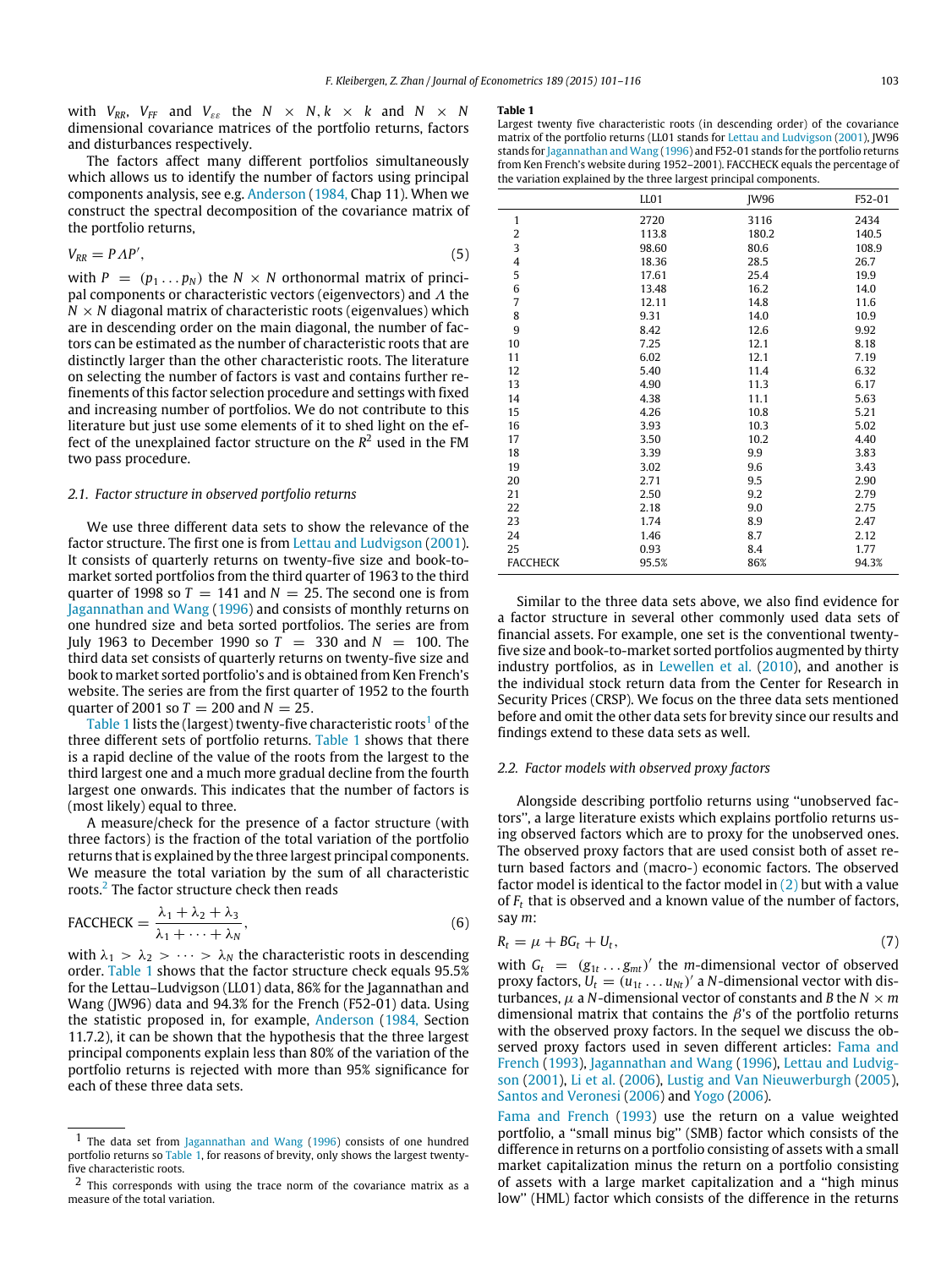with $V_{RR}$, $V_{FF}$ and $V_{\varepsilon\varepsilon}$ the $N \times N, k \times k$ and $N \times N$ dimensional covariance matrices of the portfolio returns, factors and disturbances respectively.

The factors affect many different portfolios simultaneously which allows us to identify the number of factors using principal components analysis, see e.g. Anderson (1984, Chap 11). When we construct the spectral decomposition of the covariance matrix of the portfolio returns,

$$V_{RR} = P\Lambda P', \tag{5}$$

with $P = (p_1 \dots p_N)$ the $N \times N$ orthonormal matrix of principal components or characteristic vectors (eigenvectors) and $\Lambda$ the $N \times N$ diagonal matrix of characteristic roots (eigenvalues) which are in descending order on the main diagonal, the number of factors can be estimated as the number of characteristic roots that are distinctly larger than the other characteristic roots. The literature on selecting the number of factors is vast and contains further refinements of this factor selection procedure and settings with fixed and increasing number of portfolios. We do not contribute to this literature but just use some elements of it to shed light on the effect of the unexplained factor structure on the $R^2$ used in the FM two pass procedure.

### 2.1. Factor structure in observed portfolio returns

We use three different data sets to show the relevance of the factor structure. The first one is from Lettau and Ludvigson (2001). It consists of quarterly returns on twenty-five size and book-to-market sorted portfolios from the third quarter of 1963 to the third quarter of 1998 so $T = 141$ and $N = 25$. The second one is from Jagannathan and Wang (1996) and consists of monthly returns on one hundred size and beta sorted portfolios. The series are from July 1963 to December 1990 so $T = 330$ and $N = 100$. The third data set consists of quarterly returns on twenty-five size and book to market sorted portfolio's and is obtained from Ken French's website. The series are from the first quarter of 1952 to the fourth quarter of 2001 so $T = 200$ and $N = 25$.

Table 1 lists the (largest) twenty-five characteristic roots[1] of the three different sets of portfolio returns. Table 1 shows that there is a rapid decline of the value of the roots from the largest to the third largest one and a much more gradual decline from the fourth largest one onwards. This indicates that the number of factors is (most likely) equal to three.

A measure/check for the presence of a factor structure (with three factors) is the fraction of the total variation of the portfolio returns that is explained by the three largest principal components. We measure the total variation by the sum of all characteristic roots.[2] The factor structure check then reads

$$\text{FACCHECK} = \frac{\lambda_1 + \lambda_2 + \lambda_3}{\lambda_1 + \dots + \lambda_N}, \tag{6}$$

with $\lambda_1 > \lambda_2 > \dots > \lambda_N$ the characteristic roots in descending order. Table 1 shows that the factor structure check equals 95.5% for the Lettau–Ludvigson (LL01) data, 86% for the Jagannathan and Wang (JW96) data and 94.3% for the French (F52-01) data. Using the statistic proposed in, for example, Anderson (1984, Section 11.7.2), it can be shown that the hypothesis that the three largest principal components explain less than 80% of the variation of the portfolio returns is rejected with more than 95% significance for each of these three data sets.

[1] The data set from Jagannathan and Wang (1996) consists of one hundred portfolio returns so Table 1, for reasons of brevity, only shows the largest twenty-five characteristic roots.

[2] This corresponds with using the trace norm of the covariance matrix as a measure of the total variation.

**Table 1**
Largest twenty five characteristic roots (in descending order) of the covariance matrix of the portfolio returns (LL01 stands for Lettau and Ludvigson (2001), JW96 stands for Jagannathan and Wang (1996) and F52-01 stands for the portfolio returns from Ken French's website during 1952–2001). FACCHECK equals the percentage of the variation explained by the three largest principal components.

| | LL01 | JW96 | F52-01 |
|---|---|---|---|
| 1 | 2720 | 3116 | 2434 |
| 2 | 113.8 | 180.2 | 140.5 |
| 3 | 98.60 | 80.6 | 108.9 |
| 4 | 18.36 | 28.5 | 26.7 |
| 5 | 17.61 | 25.4 | 19.9 |
| 6 | 13.48 | 16.2 | 14.0 |
| 7 | 12.11 | 14.8 | 11.6 |
| 8 | 9.31 | 14.0 | 10.9 |
| 9 | 8.42 | 12.6 | 9.92 |
| 10 | 7.25 | 12.1 | 8.18 |
| 11 | 6.02 | 12.1 | 7.19 |
| 12 | 5.40 | 11.4 | 6.32 |
| 13 | 4.90 | 11.3 | 6.17 |
| 14 | 4.38 | 11.1 | 5.63 |
| 15 | 4.26 | 10.8 | 5.21 |
| 16 | 3.93 | 10.3 | 5.02 |
| 17 | 3.50 | 10.2 | 4.40 |
| 18 | 3.39 | 9.9 | 3.83 |
| 19 | 3.02 | 9.6 | 3.43 |
| 20 | 2.71 | 9.5 | 2.90 |
| 21 | 2.50 | 9.2 | 2.79 |
| 22 | 2.18 | 9.0 | 2.75 |
| 23 | 1.74 | 8.9 | 2.47 |
| 24 | 1.46 | 8.7 | 2.12 |
| 25 | 0.93 | 8.4 | 1.77 |
| FACCHECK | 95.5% | 86% | 94.3% |

Similar to the three data sets above, we also find evidence for a factor structure in several other commonly used data sets of financial assets. For example, one set is the conventional twenty-five size and book-to-market sorted portfolios augmented by thirty industry portfolios, as in Lewellen et al. (2010), and another is the individual stock return data from the Center for Research in Security Prices (CRSP). We focus on the three data sets mentioned before and omit the other data sets for brevity since our results and findings extend to these data sets as well.

### 2.2. Factor models with observed proxy factors

Alongside describing portfolio returns using "unobserved factors", a large literature exists which explains portfolio returns using observed factors which are to proxy for the unobserved ones. The observed proxy factors that are used consist both of asset return based factors and (macro-) economic factors. The observed factor model is identical to the factor model in (2) but with a value of $F_t$ that is observed and a known value of the number of factors, say $m$:

$$R_t = \mu + BG_t + U_t, \tag{7}$$

with $G_t = (g_{1t} \dots g_{mt})'$ the $m$-dimensional vector of observed proxy factors, $U_t = (u_{1t} \dots u_{Nt})'$ a $N$-dimensional vector with disturbances, $\mu$ a $N$-dimensional vector of constants and $B$ the $N \times m$ dimensional matrix that contains the $\beta$'s of the portfolio returns with the observed proxy factors. In the sequel we discuss the observed proxy factors used in seven different articles: Fama and French (1993), Jagannathan and Wang (1996), Lettau and Ludvigson (2001), Li et al. (2006), Lustig and Van Nieuwerburgh (2005), Santos and Veronesi (2006) and Yogo (2006).

Fama and French (1993) use the return on a value weighted portfolio, a "small minus big" (SMB) factor which consists of the difference in returns on a portfolio consisting of assets with a small market capitalization minus the return on a portfolio consisting of assets with a large market capitalization and a "high minus low" (HML) factor which consists of the difference in the returns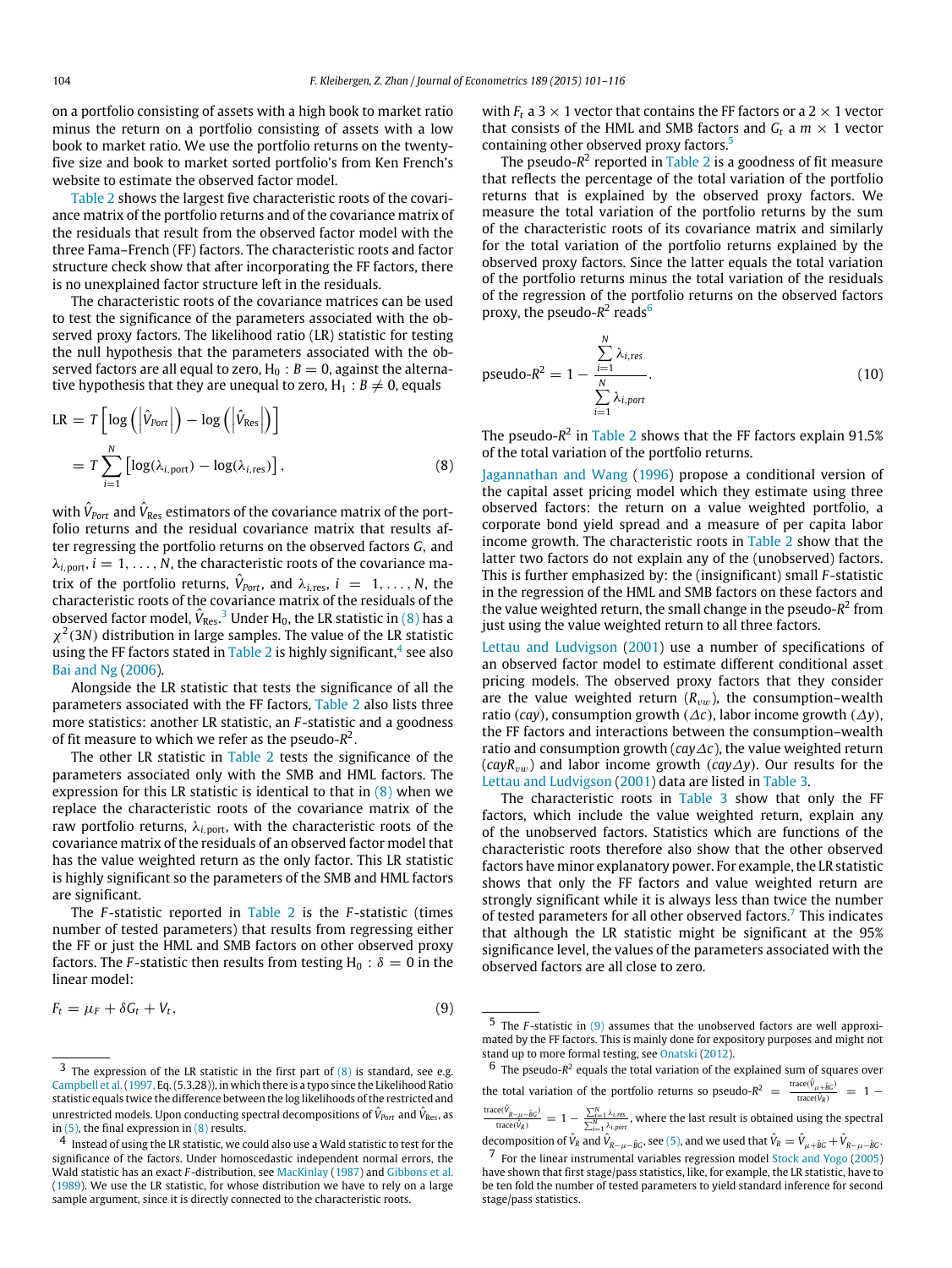on a portfolio consisting of assets with a high book to market ratio minus the return on a portfolio consisting of assets with a low book to market ratio. We use the portfolio returns on the twenty-five size and book to market sorted portfolio's from Ken French's website to estimate the observed factor model.

Table 2 shows the largest five characteristic roots of the covariance matrix of the portfolio returns and of the covariance matrix of the residuals that result from the observed factor model with the three Fama–French (FF) factors. The characteristic roots and factor structure check show that after incorporating the FF factors, there is no unexplained factor structure left in the residuals.

The characteristic roots of the covariance matrices can be used to test the significance of the parameters associated with the observed proxy factors. The likelihood ratio (LR) statistic for testing the null hypothesis that the parameters associated with the observed factors are all equal to zero, $H_0: B = 0$, against the alternative hypothesis that they are unequal to zero, $H_1: B \neq 0$, equals

$$\begin{aligned}\text{LR} &= T\left[\log\left(\left|\hat{V}_{Port}\right|\right) - \log\left(\left|\hat{V}_{\text{Res}}\right|\right)\right] \\ &= T\sum_{i=1}^{N}\left[\log(\lambda_{i,\text{port}}) - \log(\lambda_{i,\text{res}})\right],\end{aligned} \tag{8}$$

with $\hat{V}_{Port}$ and $\hat{V}_{\text{Res}}$ estimators of the covariance matrix of the portfolio returns and the residual covariance matrix that results after regressing the portfolio returns on the observed factors $G$, and $\lambda_{i,\text{port}}$, $i = 1, \ldots, N$, the characteristic roots of the covariance matrix of the portfolio returns, $\hat{V}_{Port}$, and $\lambda_{i,\text{res}}$, $i = 1, \ldots, N$, the characteristic roots of the covariance matrix of the residuals of the observed factor model, $\hat{V}_{\text{Res}}$.[3] Under $H_0$, the LR statistic in (8) has a $\chi^2(3N)$ distribution in large samples. The value of the LR statistic using the FF factors stated in Table 2 is highly significant,[4] see also Bai and Ng (2006).

Alongside the LR statistic that tests the significance of all the parameters associated with the FF factors, Table 2 also lists three more statistics: another LR statistic, an $F$-statistic and a goodness of fit measure to which we refer as the pseudo-$R^2$.

The other LR statistic in Table 2 tests the significance of the parameters associated only with the SMB and HML factors. The expression for this LR statistic is identical to that in (8) when we replace the characteristic roots of the covariance matrix of the raw portfolio returns, $\lambda_{i,\text{port}}$, with the characteristic roots of the covariance matrix of the residuals of an observed factor model that has the value weighted return as the only factor. This LR statistic is highly significant so the parameters of the SMB and HML factors are significant.

The $F$-statistic reported in Table 2 is the $F$-statistic (times number of tested parameters) that results from regressing either the FF or just the HML and SMB factors on other observed proxy factors. The $F$-statistic then results from testing $H_0: \delta = 0$ in the linear model:

$$F_t = \mu_F + \delta G_t + V_t, \tag{9}$$

with $F_t$ a $3 \times 1$ vector that contains the FF factors or a $2 \times 1$ vector that consists of the HML and SMB factors and $G_t$ a $m \times 1$ vector containing other observed proxy factors.[5]

The pseudo-$R^2$ reported in Table 2 is a goodness of fit measure that reflects the percentage of the total variation of the portfolio returns that is explained by the observed proxy factors. We measure the total variation of the portfolio returns by the sum of the characteristic roots of its covariance matrix and similarly for the total variation of the portfolio returns explained by the observed proxy factors. Since the latter equals the total variation of the portfolio returns minus the total variation of the residuals of the regression of the portfolio returns on the observed factors proxy, the pseudo-$R^2$ reads[6]

$$\text{pseudo-}R^2 = 1 - \frac{\sum_{i=1}^{N}\lambda_{i,res}}{\sum_{i=1}^{N}\lambda_{i,port}}. \tag{10}$$

The pseudo-$R^2$ in Table 2 shows that the FF factors explain 91.5% of the total variation of the portfolio returns.

Jagannathan and Wang (1996) propose a conditional version of the capital asset pricing model which they estimate using three observed factors: the return on a value weighted portfolio, a corporate bond yield spread and a measure of per capita labor income growth. The characteristic roots in Table 2 show that the latter two factors do not explain any of the (unobserved) factors. This is further emphasized by: the (insignificant) small $F$-statistic in the regression of the HML and SMB factors on these factors and the value weighted return, the small change in the pseudo-$R^2$ from just using the value weighted return to all three factors.

Lettau and Ludvigson (2001) use a number of specifications of an observed factor model to estimate different conditional asset pricing models. The observed proxy factors that they consider are the value weighted return ($R_{vw}$), the consumption–wealth ratio ($cay$), consumption growth ($\Delta c$), labor income growth ($\Delta y$), the FF factors and interactions between the consumption–wealth ratio and consumption growth ($cay\Delta c$), the value weighted return ($cayR_{vw}$) and labor income growth ($cay\Delta y$). Our results for the Lettau and Ludvigson (2001) data are listed in Table 3.

The characteristic roots in Table 3 show that only the FF factors, which include the value weighted return, explain any of the unobserved factors. Statistics which are functions of the characteristic roots therefore also show that the other observed factors have minor explanatory power. For example, the LR statistic shows that only the FF factors and value weighted return are strongly significant while it is always less than twice the number of tested parameters for all other observed factors.[7] This indicates that although the LR statistic might be significant at the 95% significance level, the values of the parameters associated with the observed factors are all close to zero.

---

[3] The expression of the LR statistic in the first part of (8) is standard, see e.g. Campbell et al. (1997, Eq. (5.3.28)), in which there is a typo since the Likelihood Ratio statistic equals twice the difference between the log likelihoods of the restricted and unrestricted models. Upon conducting spectral decompositions of $\hat{V}_{Port}$ and $\hat{V}_{\text{Res}}$, as in (5), the final expression in (8) results.

[4] Instead of using the LR statistic, we could also use a Wald statistic to test for the significance of the factors. Under homoscedastic independent normal errors, the Wald statistic has an exact $F$-distribution, see MacKinlay (1987) and Gibbons et al. (1989). We use the LR statistic, for whose distribution we have to rely on a large sample argument, since it is directly connected to the characteristic roots.

[5] The $F$-statistic in (9) assumes that the unobserved factors are well approximated by the FF factors. This is mainly done for expository purposes and might not stand up to more formal testing, see Onatski (2012).

[6] The pseudo-$R^2$ equals the total variation of the explained sum of squares over the total variation of the portfolio returns so pseudo-$R^2 = \frac{\text{trace}(\hat{V}_{\mu+\hat{B}G})}{\text{trace}(\hat{V}_R)} = 1 - \frac{\text{trace}(\hat{V}_{R-\mu-\hat{B}G})}{\text{trace}(\hat{V}_R)} = 1 - \frac{\sum_{i=1}^{N}\lambda_{i,res}}{\sum_{i=1}^{N}\lambda_{i,port}}$, where the last result is obtained using the spectral decomposition of $\hat{V}_R$ and $\hat{V}_{R-\mu-\hat{B}G}$, see (5), and we used that $\hat{V}_R = \hat{V}_{\mu+\hat{B}G} + \hat{V}_{R-\mu-\hat{B}G}$.

[7] For the linear instrumental variables regression model Stock and Yogo (2005) have shown that first stage/pass statistics, like, for example, the LR statistic, have to be ten fold the number of tested parameters to yield standard inference for second stage/pass statistics.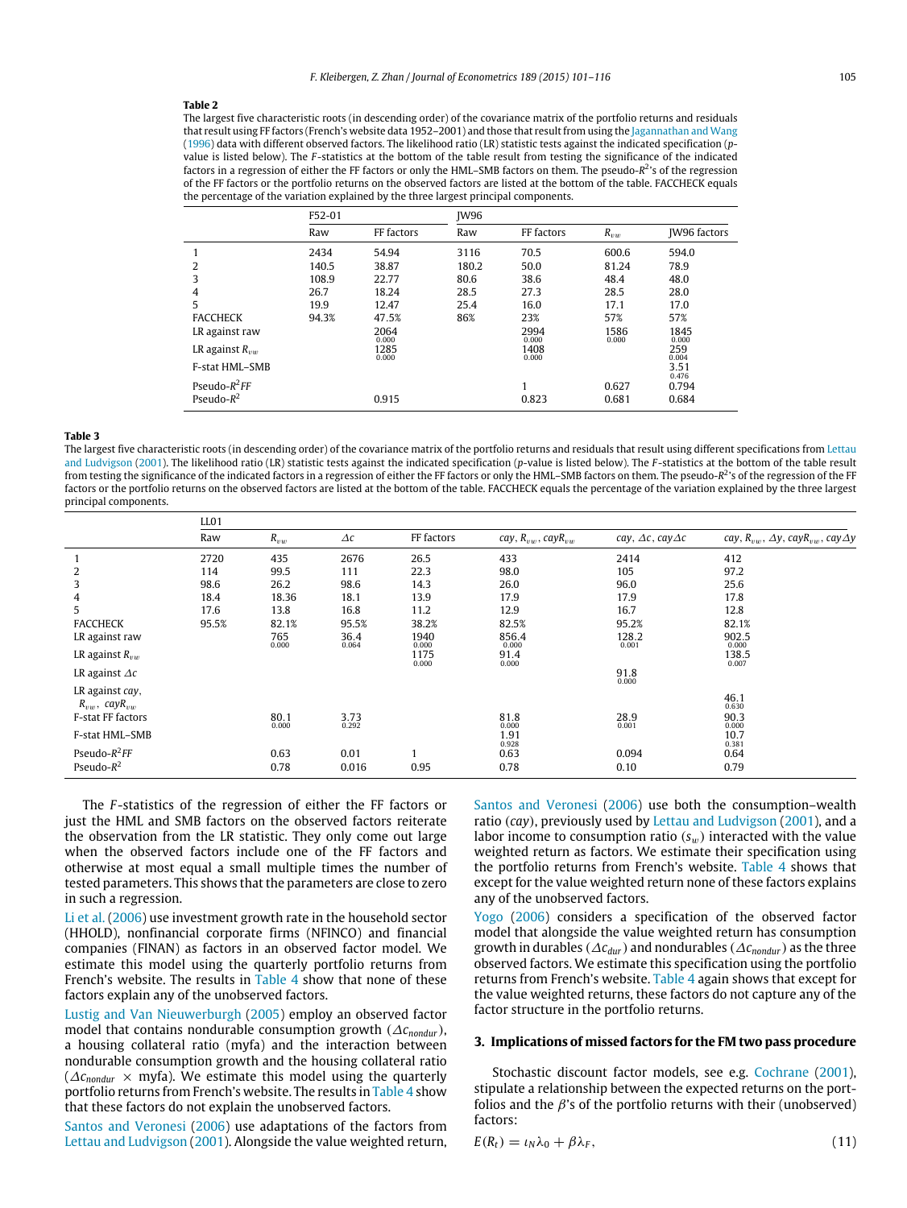**Table 2**

The largest five characteristic roots (in descending order) of the covariance matrix of the portfolio returns and residuals that result using FF factors (French's website data 1952–2001) and those that result from using the Jagannathan and Wang (1996) data with different observed factors. The likelihood ratio (LR) statistic tests against the indicated specification (p-value is listed below). The F-statistics at the bottom of the table result from testing the significance of the indicated factors in a regression of either the FF factors or only the HML–SMB factors on them. The pseudo-$R^2$'s of the regression of the FF factors or the portfolio returns on the observed factors are listed at the bottom of the table. FACCHECK equals the percentage of the variation explained by the three largest principal components.

| | F52-01 | | JW96 | | | |
|---|---|---|---|---|---|---|
| | Raw | FF factors | Raw | FF factors | $R_{vw}$ | JW96 factors |
| 1 | 2434 | 54.94 | 3116 | 70.5 | 600.6 | 594.0 |
| 2 | 140.5 | 38.87 | 180.2 | 50.0 | 81.24 | 78.9 |
| 3 | 108.9 | 22.77 | 80.6 | 38.6 | 48.4 | 48.0 |
| 4 | 26.7 | 18.24 | 28.5 | 27.3 | 28.5 | 28.0 |
| 5 | 19.9 | 12.47 | 25.4 | 16.0 | 17.1 | 17.0 |
| FACCHECK | 94.3% | 47.5% | 86% | 23% | 57% | 57% |
| LR against raw | | 2064 (0.000) | | 2994 (0.000) | 1586 (0.000) | 1845 (0.000) |
| LR against $R_{vw}$ | | 1285 (0.000) | | 1408 (0.000) | | 259 (0.004) |
| F-stat HML–SMB | | | | | | 3.51 (0.476) |
| Pseudo-$R^2 FF$ | | | | 1 | 0.627 | 0.794 |
| Pseudo-$R^2$ | | 0.915 | | 0.823 | 0.681 | 0.684 |

**Table 3**

The largest five characteristic roots (in descending order) of the covariance matrix of the portfolio returns and residuals that result using different specifications from Lettau and Ludvigson (2001). The likelihood ratio (LR) statistic tests against the indicated specification (p-value is listed below). The F-statistics at the bottom of the table result from testing the significance of the indicated factors in a regression of either the FF factors or only the HML–SMB factors on them. The pseudo-$R^2$'s of the regression of the FF factors or the portfolio returns on the observed factors are listed at the bottom of the table. FACCHECK equals the percentage of the variation explained by the three largest principal components.

| | LL01 | | | | | | |
|---|---|---|---|---|---|---|---|
| | Raw | $R_{vw}$ | $\Delta c$ | FF factors | $cay$, $R_{vw}$, $cayR_{vw}$ | $cay$, $\Delta c$, $cay\Delta c$ | $cay$, $R_{vw}$, $\Delta y$, $cayR_{vw}$, $cay\Delta y$ |
| 1 | 2720 | 435 | 2676 | 26.5 | 433 | 2414 | 412 |
| 2 | 114 | 99.5 | 111 | 22.3 | 98.0 | 105 | 97.2 |
| 3 | 98.6 | 26.2 | 98.6 | 14.3 | 26.0 | 96.0 | 25.6 |
| 4 | 18.4 | 18.36 | 18.1 | 13.9 | 17.9 | 17.9 | 17.8 |
| 5 | 17.6 | 13.8 | 16.8 | 11.2 | 12.9 | 16.7 | 12.8 |
| FACCHECK | 95.5% | 82.1% | 95.5% | 38.2% | 82.5% | 95.2% | 82.1% |
| LR against raw | | 765 (0.000) | 36.4 (0.064) | 1940 (0.000) | 856.4 (0.000) | 128.2 (0.001) | 902.5 (0.000) |
| LR against $R_{vw}$ | | | | 1175 (0.000) | 91.4 (0.000) | | 138.5 (0.007) |
| LR against $\Delta c$ | | | | | | 91.8 (0.000) | |
| LR against $cay$, $R_{vw}$, $cayR_{vw}$ | | | | | | | 46.1 (0.630) |
| F-stat FF factors | | 80.1 (0.000) | 3.73 (0.292) | | 81.8 (0.000) | 28.9 (0.001) | 90.3 (0.000) |
| F-stat HML–SMB | | | | | 1.91 (0.928) | | 10.7 (0.381) |
| Pseudo-$R^2 FF$ | | 0.63 | 0.01 | 1 | 0.63 | 0.094 | 0.64 |
| Pseudo-$R^2$ | | 0.78 | 0.016 | 0.95 | 0.78 | 0.10 | 0.79 |

The F-statistics of the regression of either the FF factors or just the HML and SMB factors on the observed factors reiterate the observation from the LR statistic. They only come out large when the observed factors include one of the FF factors and otherwise at most equal a small multiple times the number of tested parameters. This shows that the parameters are close to zero in such a regression.

Li et al. (2006) use investment growth rate in the household sector (HHOLD), nonfinancial corporate firms (NFINCO) and financial companies (FINAN) as factors in an observed factor model. We estimate this model using the quarterly portfolio returns from French's website. The results in Table 4 show that none of these factors explain any of the unobserved factors.

Lustig and Van Nieuwerburgh (2005) employ an observed factor model that contains nondurable consumption growth ($\Delta c_{nondur}$), a housing collateral ratio (myfa) and the interaction between nondurable consumption growth and the housing collateral ratio ($\Delta c_{nondur} \times$ myfa). We estimate this model using the quarterly portfolio returns from French's website. The results in Table 4 show that these factors do not explain the unobserved factors.

Santos and Veronesi (2006) use adaptations of the factors from Lettau and Ludvigson (2001). Alongside the value weighted return, Santos and Veronesi (2006) use both the consumption–wealth ratio ($cay$), previously used by Lettau and Ludvigson (2001), and a labor income to consumption ratio ($s_w$) interacted with the value weighted return as factors. We estimate their specification using the portfolio returns from French's website. Table 4 shows that except for the value weighted return none of these factors explains any of the unobserved factors.

Yogo (2006) considers a specification of the observed factor model that alongside the value weighted return has consumption growth in durables ($\Delta c_{dur}$) and nondurables ($\Delta c_{nondur}$) as the three observed factors. We estimate this specification using the portfolio returns from French's website. Table 4 again shows that except for the value weighted returns, these factors do not capture any of the factor structure in the portfolio returns.

## 3. Implications of missed factors for the FM two pass procedure

Stochastic discount factor models, see e.g. Cochrane (2001), stipulate a relationship between the expected returns on the portfolios and the $\beta$'s of the portfolio returns with their (unobserved) factors:

$$E(R_t) = \iota_N \lambda_0 + \beta \lambda_F, \tag{11}$$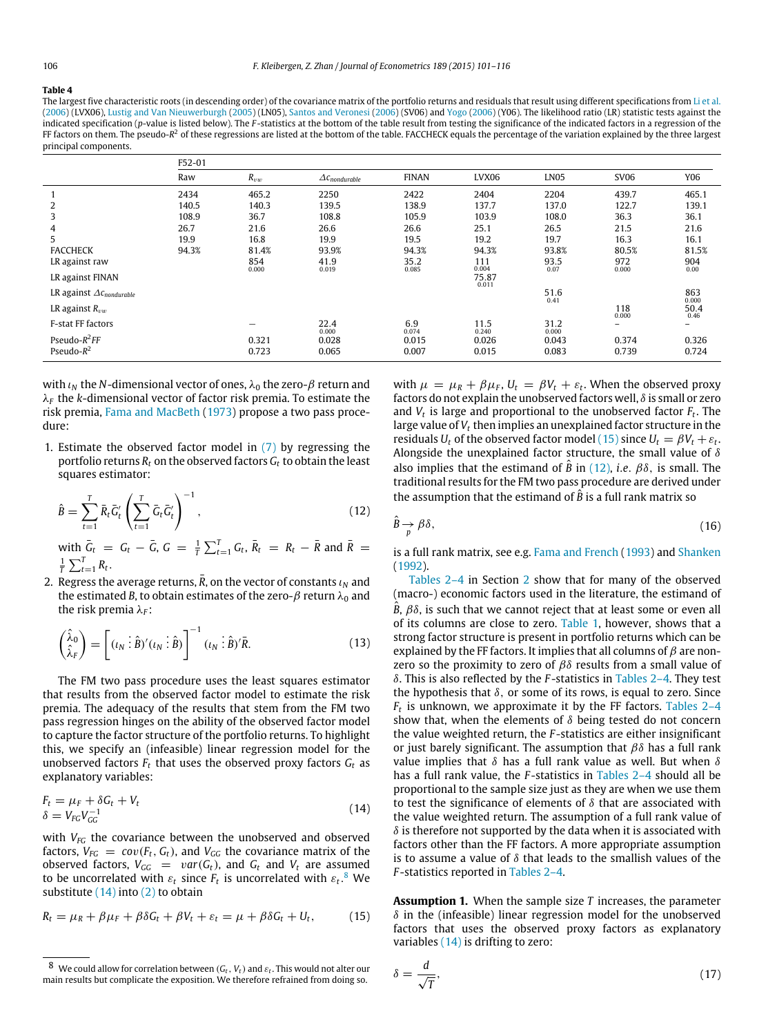**Table 4**

The largest five characteristic roots (in descending order) of the covariance matrix of the portfolio returns and residuals that result using different specifications from Li et al. (2006) (LVX06), Lustig and Van Nieuwerburgh (2005) (LN05), Santos and Veronesi (2006) (SV06) and Yogo (2006) (Y06). The likelihood ratio (LR) statistic tests against the indicated specification (p-value is listed below). The F-statistics at the bottom of the table result from testing the significance of the indicated factors in a regression of the FF factors on them. The pseudo-$R^2$ of these regressions are listed at the bottom of the table. FACCHECK equals the percentage of the variation explained by the three largest principal components.

| | F52-01 | | | | | | | |
|---|---|---|---|---|---|---|---|---|
| | Raw | $R_{vw}$ | $\Delta c_{nondurable}$ | FINAN | LVX06 | LN05 | SV06 | Y06 |
| 1 | 2434 | 465.2 | 2250 | 2422 | 2404 | 2204 | 439.7 | 465.1 |
| 2 | 140.5 | 140.3 | 139.5 | 138.9 | 137.7 | 137.0 | 122.7 | 139.1 |
| 3 | 108.9 | 36.7 | 108.8 | 105.9 | 103.9 | 108.0 | 36.3 | 36.1 |
| 4 | 26.7 | 21.6 | 26.6 | 26.6 | 25.1 | 26.5 | 21.5 | 21.6 |
| 5 | 19.9 | 16.8 | 19.9 | 19.5 | 19.2 | 19.7 | 16.3 | 16.1 |
| FACCHECK | 94.3% | 81.4% | 93.9% | 94.3% | 94.3% | 93.8% | 80.5% | 81.5% |
| LR against raw | | 854 (0.000) | 41.9 (0.019) | 35.2 (0.085) | 111 (0.004) | 93.5 (0.07) | 972 (0.000) | 904 (0.00) |
| LR against FINAN | | | | | 75.87 (0.011) | | | |
| LR against $\Delta c_{nondurable}$ | | | | | | 51.6 (0.41) | | 863 (0.000) |
| LR against $R_{vw}$ | | | | | | | 118 (0.000) | 50.4 (0.46) |
| F-stat FF factors | | – | 22.4 (0.000) | 6.9 (0.074) | 11.5 (0.240) | 31.2 (0.000) | – | – |
| Pseudo-$R^2$FF | | 0.321 | 0.028 | 0.015 | 0.026 | 0.043 | 0.374 | 0.326 |
| Pseudo-$R^2$ | | 0.723 | 0.065 | 0.007 | 0.015 | 0.083 | 0.739 | 0.724 |

with $\iota_N$ the $N$-dimensional vector of ones, $\lambda_0$ the zero-$\beta$ return and $\lambda_F$ the $k$-dimensional vector of factor risk premia. To estimate the risk premia, Fama and MacBeth (1973) propose a two pass procedure:

1. Estimate the observed factor model in (7) by regressing the portfolio returns $R_t$ on the observed factors $G_t$ to obtain the least squares estimator:

$$\hat{B} = \sum_{t=1}^{T} \bar{R}_t \bar{G}_t' \left( \sum_{t=1}^{T} \bar{G}_t \bar{G}_t' \right)^{-1}, \tag{12}$$

with $\bar{G}_t = G_t - \bar{G}$, $G = \frac{1}{T}\sum_{t=1}^{T} G_t$, $\bar{R}_t = R_t - \bar{R}$ and $\bar{R} = \frac{1}{T}\sum_{t=1}^{T} R_t$.

2. Regress the average returns, $\bar{R}$, on the vector of constants $\iota_N$ and the estimated $B$, to obtain estimates of the zero-$\beta$ return $\lambda_0$ and the risk premia $\lambda_F$:

$$\begin{pmatrix} \hat{\lambda}_0 \\ \hat{\lambda}_F \end{pmatrix} = \left[ (\iota_N \vdots \hat{B})'(\iota_N \vdots \hat{B}) \right]^{-1} (\iota_N \vdots \hat{B})'\bar{R}. \tag{13}$$

The FM two pass procedure uses the least squares estimator that results from the observed factor model to estimate the risk premia. The adequacy of the results that stem from the FM two pass regression hinges on the ability of the observed factor model to capture the factor structure of the portfolio returns. To highlight this, we specify an (infeasible) linear regression model for the unobserved factors $F_t$ that uses the observed proxy factors $G_t$ as explanatory variables:

$$\begin{aligned} F_t &= \mu_F + \delta G_t + V_t \\ \delta &= V_{FG} V_{GG}^{-1} \end{aligned} \tag{14}$$

with $V_{FG}$ the covariance between the unobserved and observed factors, $V_{FG} = cov(F_t, G_t)$, and $V_{GG}$ the covariance matrix of the observed factors, $V_{GG} = var(G_t)$, and $G_t$ and $V_t$ are assumed to be uncorrelated with $\varepsilon_t$ since $F_t$ is uncorrelated with $\varepsilon_t$.[8] We substitute (14) into (2) to obtain

$$R_t = \mu_R + \beta\mu_F + \beta\delta G_t + \beta V_t + \varepsilon_t = \mu + \beta\delta G_t + U_t, \tag{15}$$

with $\mu = \mu_R + \beta\mu_F$, $U_t = \beta V_t + \varepsilon_t$. When the observed proxy factors do not explain the unobserved factors well, $\delta$ is small or zero and $V_t$ is large and proportional to the unobserved factor $F_t$. The large value of $V_t$ then implies an unexplained factor structure in the residuals $U_t$ of the observed factor model (15) since $U_t = \beta V_t + \varepsilon_t$. Alongside the unexplained factor structure, the small value of $\delta$ also implies that the estimand of $\hat{B}$ in (12), *i.e.* $\beta\delta$, is small. The traditional results for the FM two pass procedure are derived under the assumption that the estimand of $\hat{B}$ is a full rank matrix so

$$\hat{B} \underset{p}{\rightarrow} \beta\delta, \tag{16}$$

is a full rank matrix, see e.g. Fama and French (1993) and Shanken (1992).

Tables 2–4 in Section 2 show that for many of the observed (macro-) economic factors used in the literature, the estimand of $\hat{B}$, $\beta\delta$, is such that we cannot reject that at least some or even all of its columns are close to zero. Table 1, however, shows that a strong factor structure is present in portfolio returns which can be explained by the FF factors. It implies that all columns of $\beta$ are non-zero so the proximity to zero of $\beta\delta$ results from a small value of $\delta$. This is also reflected by the $F$-statistics in Tables 2–4. They test the hypothesis that $\delta$, or some of its rows, is equal to zero. Since $F_t$ is unknown, we approximate it by the FF factors. Tables 2–4 show that, when the elements of $\delta$ being tested do not concern the value weighted return, the $F$-statistics are either insignificant or just barely significant. The assumption that $\beta\delta$ has a full rank value implies that $\delta$ has a full rank value as well. But when $\delta$ has a full rank value, the $F$-statistics in Tables 2–4 should all be proportional to the sample size just as they are when we use them to test the significance of elements of $\delta$ that are associated with the value weighted return. The assumption of a full rank value of $\delta$ is therefore not supported by the data when it is associated with factors other than the FF factors. A more appropriate assumption is to assume a value of $\delta$ that leads to the smallish values of the $F$-statistics reported in Tables 2–4.

**Assumption 1.** When the sample size $T$ increases, the parameter $\delta$ in the (infeasible) linear regression model for the unobserved factors that uses the observed proxy factors as explanatory variables (14) is drifting to zero:

$$\delta = \frac{d}{\sqrt{T}}, \tag{17}$$

[8] We could allow for correlation between $(G_t, V_t)$ and $\varepsilon_t$. This would not alter our main results but complicate the exposition. We therefore refrained from doing so.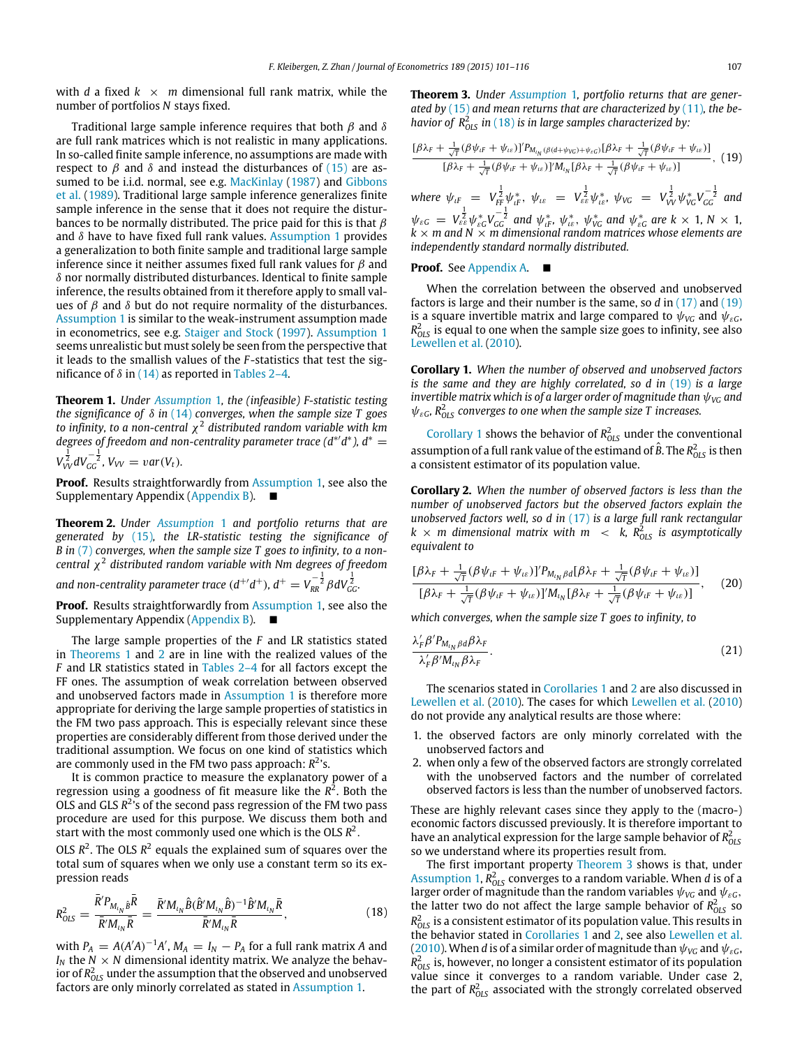with $d$ a fixed $k \times m$ dimensional full rank matrix, while the number of portfolios $N$ stays fixed.

Traditional large sample inference requires that both $\beta$ and $\delta$ are full rank matrices which is not realistic in many applications. In so-called finite sample inference, no assumptions are made with respect to $\beta$ and $\delta$ and instead the disturbances of (15) are assumed to be i.i.d. normal, see e.g. MacKinlay (1987) and Gibbons et al. (1989). Traditional large sample inference generalizes finite sample inference in the sense that it does not require the disturbances to be normally distributed. The price paid for this is that $\beta$ and $\delta$ have to have fixed full rank values. Assumption 1 provides a generalization to both finite sample and traditional large sample inference since it neither assumes fixed full rank values for $\beta$ and $\delta$ nor normally distributed disturbances. Identical to finite sample inference, the results obtained from it therefore apply to small values of $\beta$ and $\delta$ but do not require normality of the disturbances. Assumption 1 is similar to the weak-instrument assumption made in econometrics, see e.g. Staiger and Stock (1997). Assumption 1 seems unrealistic but must solely be seen from the perspective that it leads to the smallest values of the $F$-statistics that test the significance of $\delta$ in (14) as reported in Tables 2–4.

**Theorem 1.** *Under Assumption 1, the (infeasible) F-statistic testing the significance of $\delta$ in (14) converges, when the sample size $T$ goes to infinity, to a non-central $\chi^2$ distributed random variable with $km$ degrees of freedom and non-centrality parameter trace $(d^{*\prime}d^*)$, $d^* = V_{VV}^{\frac{1}{2}}dV_{GG}^{-\frac{1}{2}}$, $V_{VV} = var(V_t)$.*

**Proof.** Results straightforwardly from Assumption 1, see also the Supplementary Appendix (Appendix B). ∎

**Theorem 2.** *Under Assumption 1 and portfolio returns that are generated by (15), the LR-statistic testing the significance of $B$ in (7) converges, when the sample size $T$ goes to infinity, to a non-central $\chi^2$ distributed random variable with $Nm$ degrees of freedom and non-centrality parameter trace $(d^{+\prime}d^+)$, $d^+ = V_{RR}^{-\frac{1}{2}}\beta dV_{GG}^{\frac{1}{2}}$.*

**Proof.** Results straightforwardly from Assumption 1, see also the Supplementary Appendix (Appendix B). ∎

The large sample properties of the $F$ and LR statistics stated in Theorems 1 and 2 are in line with the realized values of the $F$ and LR statistics stated in Tables 2–4 for all factors except the FF ones. The assumption of weak correlation between observed and unobserved factors made in Assumption 1 is therefore more appropriate for deriving the large sample properties of statistics in the FM two pass approach. This is especially relevant since these properties are considerably different from those derived under the traditional assumption. We focus on one kind of statistics which are commonly used in the FM two pass approach: $R^2$'s.

It is common practice to measure the explanatory power of a regression using a goodness of fit measure like the $R^2$. Both the OLS and GLS $R^2$'s of the second pass regression of the FM two pass procedure are used for this purpose. We discuss them both and start with the most commonly used one which is the OLS $R^2$.

OLS $R^2$. The OLS $R^2$ equals the explained sum of squares over the total sum of squares when we only use a constant term so its expression reads

$$R^2_{OLS} = \frac{\bar{R}'P_{M_{\iota_N}\hat{B}}\bar{R}}{\bar{R}'M_{\iota_N}\bar{R}} = \frac{\bar{R}'M_{\iota_N}\hat{B}(\hat{B}'M_{\iota_N}\hat{B})^{-1}\hat{B}'M_{\iota_N}\bar{R}}{\bar{R}'M_{\iota_N}\bar{R}}, \tag{18}$$

with $P_A = A(A'A)^{-1}A'$, $M_A = I_N - P_A$ for a full rank matrix $A$ and $I_N$ the $N \times N$ dimensional identity matrix. We analyze the behavior of $R^2_{OLS}$ under the assumption that the observed and unobserved factors are only minorly correlated as stated in Assumption 1.

**Theorem 3.** *Under Assumption 1, portfolio returns that are generated by (15) and mean returns that are characterized by (11), the behavior of $R^2_{OLS}$ in (18) is in large samples characterized by:*

$$\frac{[\beta\lambda_F + \frac{1}{\sqrt{T}}(\beta\psi_{\iota F} + \psi_{\iota\varepsilon})]'P_{M_{\iota_N}(\beta(d+\psi_{VG})+\psi_{\varepsilon G})}[\beta\lambda_F + \frac{1}{\sqrt{T}}(\beta\psi_{\iota F} + \psi_{\iota\varepsilon})]}{[\beta\lambda_F + \frac{1}{\sqrt{T}}(\beta\psi_{\iota F} + \psi_{\iota\varepsilon})]'M_{\iota_N}[\beta\lambda_F + \frac{1}{\sqrt{T}}(\beta\psi_{\iota F} + \psi_{\iota\varepsilon})]}, \tag{19}$$

*where $\psi_{\iota F} = V_{FF}^{\frac{1}{2}}\psi^*_{\iota F}$, $\psi_{\iota\varepsilon} = V_{\varepsilon\varepsilon}^{\frac{1}{2}}\psi^*_{\iota\varepsilon}$, $\psi_{VG} = V_{VV}^{\frac{1}{2}}\psi^*_{VG}V_{GG}^{-\frac{1}{2}}$ and $\psi_{\varepsilon G} = V_{\varepsilon\varepsilon}^{\frac{1}{2}}\psi^*_{\varepsilon G}V_{GG}^{-\frac{1}{2}}$ and $\psi^*_{\iota F}$, $\psi^*_{\iota\varepsilon}$, $\psi^*_{VG}$ and $\psi^*_{\varepsilon G}$ are $k \times 1$, $N \times 1$, $k \times m$ and $N \times m$ dimensional random matrices whose elements are independently standard normally distributed.*

**Proof.** See Appendix A. ∎

When the correlation between the observed and unobserved factors is large and their number is the same, so $d$ in (17) and (19) is a square invertible matrix and large compared to $\psi_{VG}$ and $\psi_{\varepsilon G}$, $R^2_{OLS}$ is equal to one when the sample size goes to infinity, see also Lewellen et al. (2010).

**Corollary 1.** *When the number of observed and unobserved factors is the same and they are highly correlated, so $d$ in (19) is a large invertible matrix which is of a larger order of magnitude than $\psi_{VG}$ and $\psi_{\varepsilon G}$, $R^2_{OLS}$ converges to one when the sample size $T$ increases.*

Corollary 1 shows the behavior of $R^2_{OLS}$ under the conventional assumption of a full rank value of the estimand of $\hat{B}$. The $R^2_{OLS}$ is then a consistent estimator of its population value.

**Corollary 2.** *When the number of observed factors is less than the number of unobserved factors but the observed factors explain the unobserved factors well, so $d$ in (17) is a large full rank rectangular $k \times m$ dimensional matrix with $m < k$, $R^2_{OLS}$ is asymptotically equivalent to*

$$\frac{[\beta\lambda_F + \frac{1}{\sqrt{T}}(\beta\psi_{\iota F} + \psi_{\iota\varepsilon})]'P_{M_{\iota_N}\beta d}[\beta\lambda_F + \frac{1}{\sqrt{T}}(\beta\psi_{\iota F} + \psi_{\iota\varepsilon})]}{[\beta\lambda_F + \frac{1}{\sqrt{T}}(\beta\psi_{\iota F} + \psi_{\iota\varepsilon})]'M_{\iota_N}[\beta\lambda_F + \frac{1}{\sqrt{T}}(\beta\psi_{\iota F} + \psi_{\iota\varepsilon})]}, \tag{20}$$

*which converges, when the sample size $T$ goes to infinity, to*

$$\frac{\lambda_F'\beta'P_{M_{\iota_N}\beta d}\beta\lambda_F}{\lambda_F'\beta'M_{\iota_N}\beta\lambda_F}. \tag{21}$$

The scenarios stated in Corollaries 1 and 2 are also discussed in Lewellen et al. (2010). The cases for which Lewellen et al. (2010) do not provide any analytical results are those where:

1. the observed factors are only minorly correlated with the unobserved factors and
2. when only a few of the observed factors are strongly correlated with the unobserved factors and the number of correlated observed factors is less than the number of unobserved factors.

These are highly relevant cases since they apply to the (macro-) economic factors discussed previously. It is therefore important to have an analytical expression for the large sample behavior of $R^2_{OLS}$ so we understand where its properties result from.

The first important property Theorem 3 shows is that, under Assumption 1, $R^2_{OLS}$ converges to a random variable. When $d$ is of a larger order of magnitude than the random variables $\psi_{VG}$ and $\psi_{\varepsilon G}$, the latter two do not affect the large sample behavior of $R^2_{OLS}$ so $R^2_{OLS}$ is a consistent estimator of its population value. This results in the behavior stated in Corollaries 1 and 2, see also Lewellen et al. (2010). When $d$ is of a similar order of magnitude than $\psi_{VG}$ and $\psi_{\varepsilon G}$, $R^2_{OLS}$ is, however, no longer a consistent estimator of its population value since it converges to a random variable. Under case 2, the part of $R^2_{OLS}$ associated with the strongly correlated observed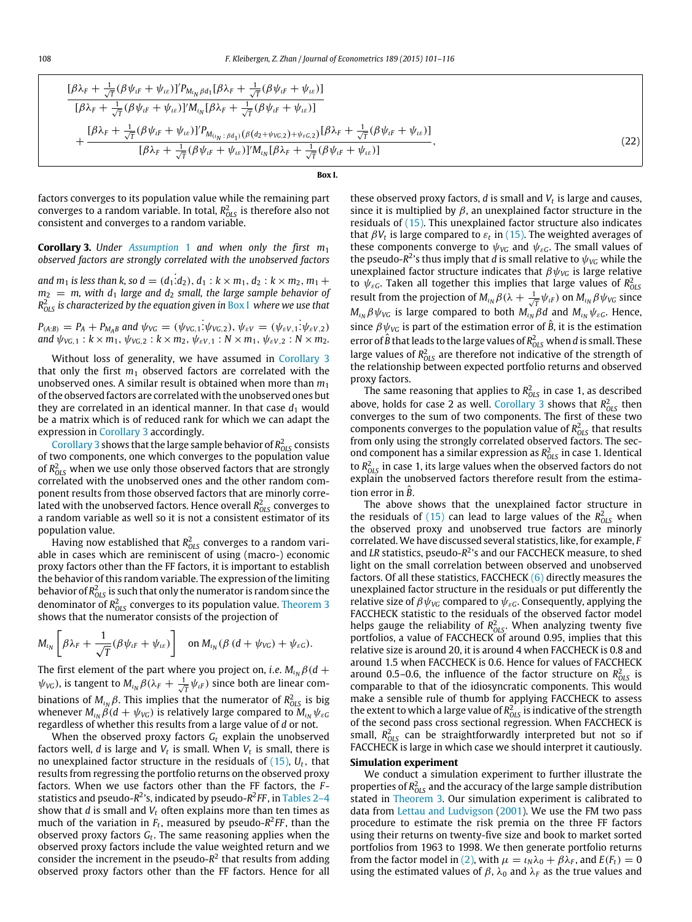$$
\frac{[\beta\lambda_F + \frac{1}{\sqrt{T}}(\beta\psi_{\iota F} + \psi_{\iota\varepsilon})]' P_{M_{\iota_N}\beta d_1} [\beta\lambda_F + \frac{1}{\sqrt{T}}(\beta\psi_{\iota F} + \psi_{\iota\varepsilon})]}{[\beta\lambda_F + \frac{1}{\sqrt{T}}(\beta\psi_{\iota F} + \psi_{\iota\varepsilon})]' M_{\iota_N} [\beta\lambda_F + \frac{1}{\sqrt{T}}(\beta\psi_{\iota F} + \psi_{\iota\varepsilon})]}
+ \frac{[\beta\lambda_F + \frac{1}{\sqrt{T}}(\beta\psi_{\iota F} + \psi_{\iota\varepsilon})]' P_{M_{(\iota_N \vdots \beta d_1)}(\beta(d_2 + \psi_{VG,2}) + \psi_{\varepsilon G,2})} [\beta\lambda_F + \frac{1}{\sqrt{T}}(\beta\psi_{\iota F} + \psi_{\iota\varepsilon})]}{[\beta\lambda_F + \frac{1}{\sqrt{T}}(\beta\psi_{\iota F} + \psi_{\iota\varepsilon})]' M_{\iota_N} [\beta\lambda_F + \frac{1}{\sqrt{T}}(\beta\psi_{\iota F} + \psi_{\iota\varepsilon})]}, \tag{22}
$$

**Box I.**

factors converges to its population value while the remaining part converges to a random variable. In total, $R^2_{OLS}$ is therefore also not consistent and converges to a random variable.

**Corollary 3.** *Under Assumption 1 and when only the first $m_1$ observed factors are strongly correlated with the unobserved factors and $m_1$ is less than $k$, so $d = (d_1 \vdots d_2)$, $d_1 : k \times m_1$, $d_2 : k \times m_2$, $m_1 + m_2 = m$, with $d_1$ large and $d_2$ small, the large sample behavior of $R^2_{OLS}$ is characterized by the equation given in Box I where we use that $P_{(A:B)} = P_A + P_{M_A B}$ and $\psi_{VG} = (\psi_{VG,1} \vdots \psi_{VG,2})$, $\psi_{\varepsilon V} = (\psi_{\varepsilon V,1} \vdots \psi_{\varepsilon V,2})$ and $\psi_{VG,1} : k \times m_1$, $\psi_{VG,2} : k \times m_2$, $\psi_{\varepsilon V,1} : N \times m_1$, $\psi_{\varepsilon V,2} : N \times m_2$.*

Without loss of generality, we have assumed in Corollary 3 that only the first $m_1$ observed factors are correlated with the unobserved ones. A similar result is obtained when more than $m_1$ of the observed factors are correlated with the unobserved ones but they are correlated in an identical manner. In that case $d_1$ would be a matrix which is of reduced rank for which we can adapt the expression in Corollary 3 accordingly.

Corollary 3 shows that the large sample behavior of $R^2_{OLS}$ consists of two components, one which converges to the population value of $R^2_{OLS}$ when we use only those observed factors that are strongly correlated with the unobserved ones and the other random component results from those observed factors that are minorly correlated with the unobserved factors. Hence overall $R^2_{OLS}$ converges to a random variable as well so it is not a consistent estimator of its population value.

Having now established that $R^2_{OLS}$ converges to a random variable in cases which are reminiscent of using (macro-) economic proxy factors other than the FF factors, it is important to establish the behavior of this random variable. The expression of the limiting behavior of $R^2_{OLS}$ is such that only the numerator is random since the denominator of $R^2_{OLS}$ converges to its population value. Theorem 3 shows that the numerator consists of the projection of

$$
M_{\iota_N}\left[\beta\lambda_F + \frac{1}{\sqrt{T}}(\beta\psi_{\iota F} + \psi_{\iota\varepsilon})\right] \quad \text{on } M_{\iota_N}(\beta(d + \psi_{VG}) + \psi_{\varepsilon G}).
$$

The first element of the part where you project on, *i.e.* $M_{\iota_N}\beta(d + \psi_{VG})$, is tangent to $M_{\iota_N}\beta(\lambda_F + \frac{1}{\sqrt{T}}\psi_{\iota F})$ since both are linear combinations of $M_{\iota_N}\beta$. This implies that the numerator of $R^2_{OLS}$ is big whenever $M_{\iota_N}\beta(d + \psi_{VG})$ is relatively large compared to $M_{\iota_N}\psi_{\varepsilon G}$ regardless of whether this results from a large value of $d$ or not.

When the observed proxy factors $G_t$ explain the unobserved factors well, $d$ is large and $V_t$ is small. When $V_t$ is small, there is no unexplained factor structure in the residuals of (15), $U_t$, that results from regressing the portfolio returns on the observed proxy factors. When we use factors other than the FF factors, the $F$-statistics and pseudo-$R^2$'s, indicated by pseudo-$R^2FF$, in Tables 2–4 show that $d$ is small and $V_t$ often explains more than ten times as much of the variation in $F_t$, measured by pseudo-$R^2FF$, than the observed proxy factors $G_t$. The same reasoning applies when the observed proxy factors include the value weighted return and we consider the increment in the pseudo-$R^2$ that results from adding observed proxy factors other than the FF factors. Hence for all these observed proxy factors, $d$ is small and $V_t$ is large and causes, since it is multiplied by $\beta$, an unexplained factor structure in the residuals of (15). This unexplained factor structure also indicates that $\beta V_t$ is large compared to $\varepsilon_t$ in (15). The weighted averages of these components converge to $\psi_{VG}$ and $\psi_{\varepsilon G}$. The small values of the pseudo-$R^2$'s thus imply that $d$ is small relative to $\psi_{VG}$ while the unexplained factor structure indicates that $\beta\psi_{VG}$ is large relative to $\psi_{\varepsilon G}$. Taken all together this implies that large values of $R^2_{OLS}$ result from the projection of $M_{\iota_N}\beta(\lambda + \frac{1}{\sqrt{T}}\psi_{\iota F})$ on $M_{\iota_N}\beta\psi_{VG}$ since $M_{\iota_N}\beta\psi_{VG}$ is large compared to both $M_{\iota_N}\beta d$ and $M_{\iota_N}\psi_{\varepsilon G}$. Hence, since $\beta\psi_{VG}$ is part of the estimation error of $\hat{B}$, it is the estimation error of $\hat{B}$ that leads to the large values of $R^2_{OLS}$ when $d$ is small. These large values of $R^2_{OLS}$ are therefore not indicative of the strength of the relationship between expected portfolio returns and observed proxy factors.

The same reasoning that applies to $R^2_{OLS}$ in case 1, as described above, holds for case 2 as well. Corollary 3 shows that $R^2_{OLS}$ then converges to the sum of two components. The first of these two components converges to the population value of $R^2_{OLS}$ that results from only using the strongly correlated observed factors. The second component has a similar expression as $R^2_{OLS}$ in case 1. Identical to $R^2_{OLS}$ in case 1, its large values when the observed factors do not explain the unobserved factors therefore result from the estimation error in $\hat{B}$.

The above shows that the unexplained factor structure in the residuals of (15) can lead to large values of the $R^2_{OLS}$ when the observed proxy and unobserved true factors are minorly correlated. We have discussed several statistics, like, for example, $F$ and $LR$ statistics, pseudo-$R^2$'s and our FACCHECK measure, to shed light on the small correlation between observed and unobserved factors. Of all these statistics, FACCHECK (6) directly measures the unexplained factor structure in the residuals or put differently the relative size of $\beta\psi_{VG}$ compared to $\psi_{\varepsilon G}$. Consequently, applying the FACCHECK statistic to the residuals of the observed factor model helps gauge the reliability of $R^2_{OLS}$. When analyzing twenty five portfolios, a value of FACCHECK of around 0.95, implies that this relative size is around 20, it is around 4 when FACCHECK is 0.8 and around 1.5 when FACCHECK is 0.6. Hence for values of FACCHECK around 0.5–0.6, the influence of the factor structure on $R^2_{OLS}$ is comparable to that of the idiosyncratic components. This would make a sensible rule of thumb for applying FACCHECK to assess the extent to which a large value of $R^2_{OLS}$ is indicative of the strength of the second pass cross sectional regression. When FACCHECK is small, $R^2_{OLS}$ can be straightforwardly interpreted but not so if FACCHECK is large in which case we should interpret it cautiously.

**Simulation experiment**

We conduct a simulation experiment to further illustrate the properties of $R^2_{OLS}$ and the accuracy of the large sample distribution stated in Theorem 3. Our simulation experiment is calibrated to data from Lettau and Ludvigson (2001). We use the FM two pass procedure to estimate the risk premia on the three FF factors using their returns on twenty-five size and book to market sorted portfolios from 1963 to 1998. We then generate portfolio returns from the factor model in (2), with $\mu = \iota_N\lambda_0 + \beta\lambda_F$, and $E(F_t) = 0$ using the estimated values of $\beta$, $\lambda_0$ and $\lambda_F$ as the true values and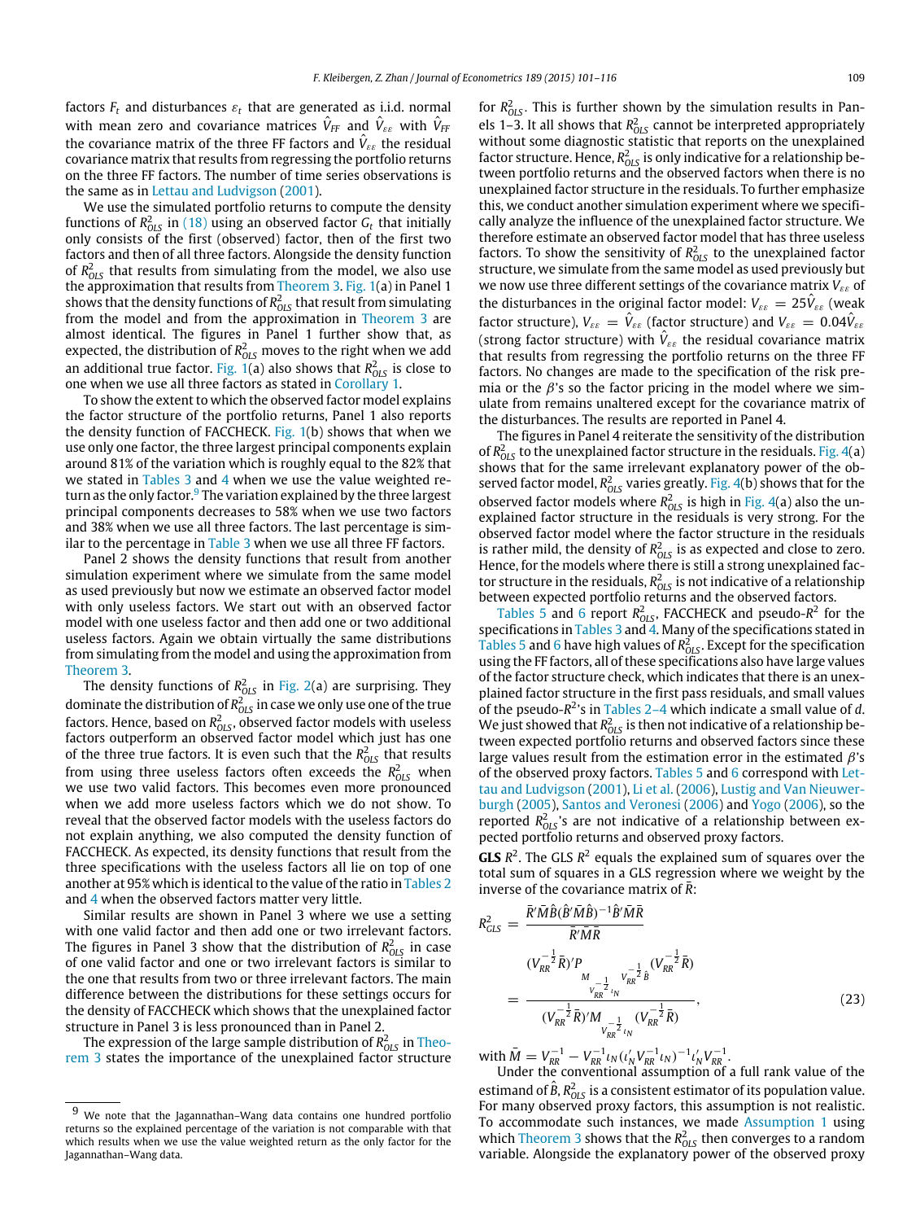factors $F_t$ and disturbances $\varepsilon_t$ that are generated as i.i.d. normal with mean zero and covariance matrices $\hat{V}_{FF}$ and $\hat{V}_{\varepsilon\varepsilon}$ with $\hat{V}_{FF}$ the covariance matrix of the three FF factors and $\hat{V}_{\varepsilon\varepsilon}$ the residual covariance matrix that results from regressing the portfolio returns on the three FF factors. The number of time series observations is the same as in Lettau and Ludvigson (2001).

We use the simulated portfolio returns to compute the density functions of $R^2_{OLS}$ in (18) using an observed factor $G_t$ that initially only consists of the first (observed) factor, then of the first two factors and then of all three factors. Alongside the density function of $R^2_{OLS}$ that results from simulating from the model, we also use the approximation that results from Theorem 3. Fig. 1(a) in Panel 1 shows that the density functions of $R^2_{OLS}$ that result from simulating from the model and from the approximation in Theorem 3 are almost identical. The figures in Panel 1 further show that, as expected, the distribution of $R^2_{OLS}$ moves to the right when we add an additional true factor. Fig. 1(a) also shows that $R^2_{OLS}$ is close to one when we use all three factors as stated in Corollary 1.

To show the extent to which the observed factor model explains the factor structure of the portfolio returns, Panel 1 also reports the density function of FACCHECK. Fig. 1(b) shows that when we use only one factor, the three largest principal components explain around 81% of the variation which is roughly equal to the 82% that we stated in Tables 3 and 4 when we use the value weighted return as the only factor.[9] The variation explained by the three largest principal components decreases to 58% when we use two factors and 38% when we use all three factors. The last percentage is similar to the percentage in Table 3 when we use all three FF factors.

Panel 2 shows the density functions that result from another simulation experiment where we simulate from the same model as used previously but now we estimate an observed factor model with only useless factors. We start out with an observed factor model with one useless factor and then add one or two additional useless factors. Again we obtain virtually the same distributions from simulating from the model and using the approximation from Theorem 3.

The density functions of $R^2_{OLS}$ in Fig. 2(a) are surprising. They dominate the distribution of $R^2_{OLS}$ in case we only use one of the true factors. Hence, based on $R^2_{OLS}$, observed factor models with useless factors outperform an observed factor model which just has one of the three true factors. It is even such that the $R^2_{OLS}$ that results from using three useless factors often exceeds the $R^2_{OLS}$ when we use two valid factors. This becomes even more pronounced when we add more useless factors which we do not show. To reveal that the observed factor models with the useless factors do not explain anything, we also computed the density function of FACCHECK. As expected, its density functions that result from the three specifications with the useless factors all lie on top of one another at 95% which is identical to the value of the ratio in Tables 2 and 4 when the observed factors matter very little.

Similar results are shown in Panel 3 where we use a setting with one valid factor and then add one or two irrelevant factors. The figures in Panel 3 show that the distribution of $R^2_{OLS}$ in case of one valid factor and one or two irrelevant factors is similar to the one that results from two or three irrelevant factors. The main difference between the distributions for these settings occurs for the density of FACCHECK which shows that the unexplained factor structure in Panel 3 is less pronounced than in Panel 2.

The expression of the large sample distribution of $R^2_{OLS}$ in Theorem 3 states the importance of the unexplained factor structure for $R^2_{OLS}$. This is further shown by the simulation results in Panels 1–3. It all shows that $R^2_{OLS}$ cannot be interpreted appropriately without some diagnostic statistic that reports on the unexplained factor structure. Hence, $R^2_{OLS}$ is only indicative for a relationship between portfolio returns and the observed factors when there is no unexplained factor structure in the residuals. To further emphasize this, we conduct another simulation experiment where we specifically analyze the influence of the unexplained factor structure. We therefore estimate an observed factor model that has three useless factors. To show the sensitivity of $R^2_{OLS}$ to the unexplained factor structure, we simulate from the same model as used previously but we now use three different settings of the covariance matrix $V_{\varepsilon\varepsilon}$ of the disturbances in the original factor model: $V_{\varepsilon\varepsilon} = 25\hat{V}_{\varepsilon\varepsilon}$ (weak factor structure), $V_{\varepsilon\varepsilon} = \hat{V}_{\varepsilon\varepsilon}$ (factor structure) and $V_{\varepsilon\varepsilon} = 0.04\hat{V}_{\varepsilon\varepsilon}$ (strong factor structure) with $\hat{V}_{\varepsilon\varepsilon}$ the residual covariance matrix that results from regressing the portfolio returns on the three FF factors. No changes are made to the specification of the risk premia or the $\beta$'s so the factor pricing in the model where we simulate from remains unaltered except for the covariance matrix of the disturbances. The results are reported in Panel 4.

The figures in Panel 4 reiterate the sensitivity of the distribution of $R^2_{OLS}$ to the unexplained factor structure in the residuals. Fig. 4(a) shows that for the same irrelevant explanatory power of the observed factor model, $R^2_{OLS}$ varies greatly. Fig. 4(b) shows that for the observed factor models where $R^2_{OLS}$ is high in Fig. 4(a) also the unexplained factor structure in the residuals is very strong. For the observed factor model where the factor structure in the residuals is rather mild, the density of $R^2_{OLS}$ is as expected and close to zero. Hence, for the models where there is still a strong unexplained factor structure in the residuals, $R^2_{OLS}$ is not indicative of a relationship between expected portfolio returns and the observed factors.

Tables 5 and 6 report $R^2_{OLS}$, FACCHECK and pseudo-$R^2$ for the specifications in Tables 3 and 4. Many of the specifications stated in Tables 5 and 6 have high values of $R^2_{OLS}$. Except for the specification using the FF factors, all of these specifications also have large values of the factor structure check, which indicates that there is an unexplained factor structure in the first pass residuals, and small values of the pseudo-$R^2$'s in Tables 2–4 which indicate a small value of $d$. We just showed that $R^2_{OLS}$ is then not indicative of a relationship between expected portfolio returns and observed factors since these large values result from the estimation error in the estimated $\beta$'s of the observed proxy factors. Tables 5 and 6 correspond with Lettau and Ludvigson (2001), Li et al. (2006), Lustig and Van Nieuwerburgh (2005), Santos and Veronesi (2006) and Yogo (2006), so the reported $R^2_{OLS}$'s are not indicative of a relationship between expected portfolio returns and observed proxy factors.

**GLS** $R^2$. The GLS $R^2$ equals the explained sum of squares over the total sum of squares in a GLS regression where we weight by the inverse of the covariance matrix of $\bar{R}$:

$$R^2_{GLS} = \frac{\bar{R}'\bar{M}\hat{B}(\hat{B}'\bar{M}\hat{B})^{-1}\hat{B}'\bar{M}\bar{R}}{\bar{R}'\bar{M}\bar{R}} = \frac{(V_{RR}^{-\frac{1}{2}}\bar{R})'P_{M_{V_{RR}^{-\frac{1}{2}}\iota_N}V_{RR}^{-\frac{1}{2}}\hat{B}}(V_{RR}^{-\frac{1}{2}}\bar{R})}{(V_{RR}^{-\frac{1}{2}}\bar{R})'M_{V_{RR}^{-\frac{1}{2}}\iota_N}(V_{RR}^{-\frac{1}{2}}\bar{R})}, \tag{23}$$

with $\bar{M} = V_{RR}^{-1} - V_{RR}^{-1}\iota_N(\iota_N'V_{RR}^{-1}\iota_N)^{-1}\iota_N'V_{RR}^{-1}$.

Under the conventional assumption of a full rank value of the estimand of $\hat{B}$, $R^2_{OLS}$ is a consistent estimator of its population value. For many observed proxy factors, this assumption is not realistic. To accommodate such instances, we made Assumption 1 using which Theorem 3 shows that the $R^2_{OLS}$ then converges to a random variable. Alongside the explanatory power of the observed proxy

[9] We note that the Jagannathan–Wang data contains one hundred portfolio returns so the explained percentage of the variation is not comparable with that which results when we use the value weighted return as the only factor for the Jagannathan–Wang data.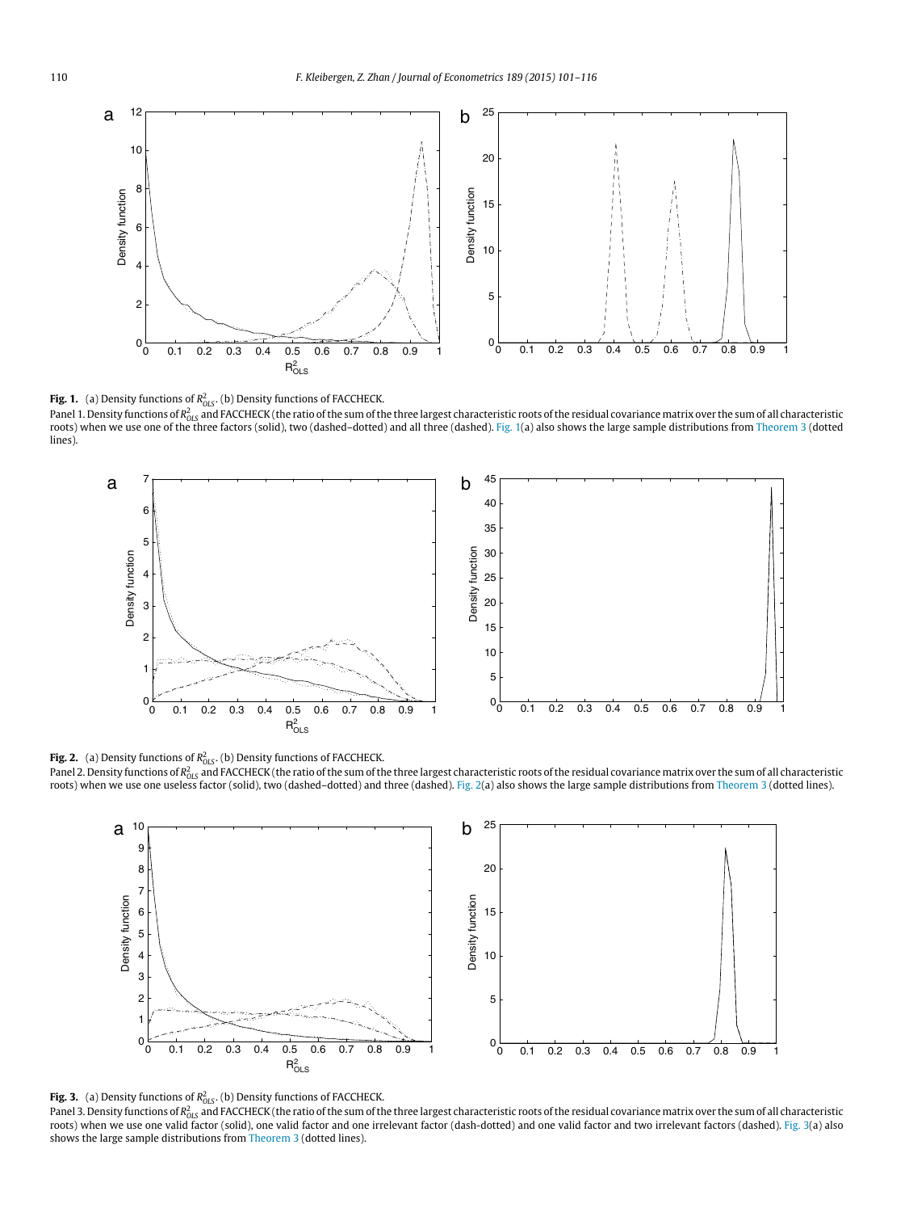**Fig. 1.** (a) Density functions of $R^2_{OLS}$. (b) Density functions of FACCHECK.
Panel 1. Density functions of $R^2_{OLS}$ and FACCHECK (the ratio of the sum of the three largest characteristic roots of the residual covariance matrix over the sum of all characteristic roots) when we use one of the three factors (solid), two (dashed–dotted) and all three (dashed). Fig. 1(a) also shows the large sample distributions from Theorem 3 (dotted lines).

**Fig. 2.** (a) Density functions of $R^2_{OLS}$. (b) Density functions of FACCHECK.
Panel 2. Density functions of $R^2_{OLS}$ and FACCHECK (the ratio of the sum of the three largest characteristic roots of the residual covariance matrix over the sum of all characteristic roots) when we use one useless factor (solid), two (dashed–dotted) and three (dashed). Fig. 2(a) also shows the large sample distributions from Theorem 3 (dotted lines).

**Fig. 3.** (a) Density functions of $R^2_{OLS}$. (b) Density functions of FACCHECK.
Panel 3. Density functions of $R^2_{OLS}$ and FACCHECK (the ratio of the sum of the three largest characteristic roots of the residual covariance matrix over the sum of all characteristic roots) when we use one valid factor (solid), one valid factor and one irrelevant factor (dash-dotted) and one valid factor and two irrelevant factors (dashed). Fig. 3(a) also shows the large sample distributions from Theorem 3 (dotted lines).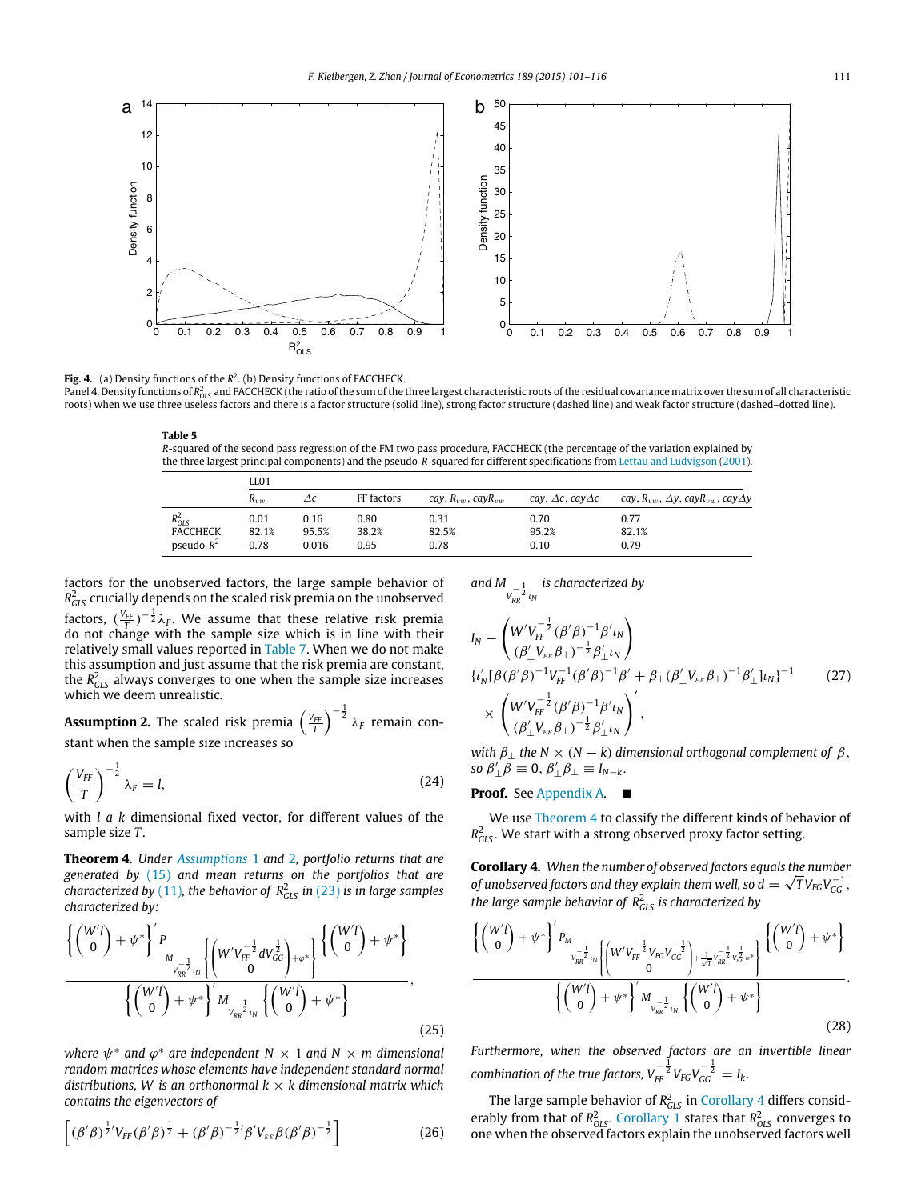**Fig. 4.** (a) Density functions of the $R^2$. (b) Density functions of FACCHECK.
Panel 4. Density functions of $R^2_{OLS}$ and FACCHECK (the ratio of the sum of the three largest characteristic roots of the residual covariance matrix over the sum of all characteristic roots) when we use three useless factors and there is a factor structure (solid line), strong factor structure (dashed line) and weak factor structure (dashed–dotted line).

**Table 5**
*R*-squared of the second pass regression of the FM two pass procedure, FACCHECK (the percentage of the variation explained by the three largest principal components) and the pseudo-*R*-squared for different specifications from Lettau and Ludvigson (2001).

| | LL01 | | | | | |
|---|---|---|---|---|---|---|
| | $R_{vw}$ | $\Delta c$ | FF factors | $cay$, $R_{vw}$, $cayR_{vw}$ | $cay$, $\Delta c$, $cay\Delta c$ | $cay$, $R_{vw}$, $\Delta y$, $cayR_{vw}$, $cay\Delta y$ |
| $R^2_{OLS}$ | 0.01 | 0.16 | 0.80 | 0.31 | 0.70 | 0.77 |
| FACCHECK | 82.1% | 95.5% | 38.2% | 82.5% | 95.2% | 82.1% |
| pseudo-$R^2$ | 0.78 | 0.016 | 0.95 | 0.78 | 0.10 | 0.79 |

factors for the unobserved factors, the large sample behavior of $R^2_{GLS}$ crucially depends on the scaled risk premia on the unobserved factors, $(\frac{V_{FF}}{T})^{-\frac{1}{2}}\lambda_F$. We assume that these relative risk premia do not change with the sample size which is in line with their relatively small values reported in Table 7. When we do not make this assumption and just assume that the risk premia are constant, the $R^2_{GLS}$ always converges to one when the sample size increases which we deem unrealistic.

**Assumption 2.** The scaled risk premia $\left(\frac{V_{FF}}{T}\right)^{-\frac{1}{2}}\lambda_F$ remain constant when the sample size increases so

$$\left(\frac{V_{FF}}{T}\right)^{-\frac{1}{2}}\lambda_F = l, \tag{24}$$

with $l$ a $k$ dimensional fixed vector, for different values of the sample size $T$.

**Theorem 4.** *Under Assumptions 1 and 2, portfolio returns that are generated by (15) and mean returns on the portfolios that are characterized by (11), the behavior of $R^2_{GLS}$ in (23) is in large samples characterized by:*

$$\frac{\left\{\begin{pmatrix} W'l \\ 0 \end{pmatrix} + \psi^*\right\}' P_{M_{V_{RR}^{-\frac{1}{2}}\iota_N}\left\{\begin{pmatrix} W'V_{FF}^{-\frac{1}{2}}dV_{GG}^{\frac{1}{2}} \\ 0 \end{pmatrix}+\varphi^*\right\}} \left\{\begin{pmatrix} W'l \\ 0 \end{pmatrix} + \psi^*\right\}}{\left\{\begin{pmatrix} W'l \\ 0 \end{pmatrix} + \psi^*\right\}' M_{V_{RR}^{-\frac{1}{2}}\iota_N} \left\{\begin{pmatrix} W'l \\ 0 \end{pmatrix} + \psi^*\right\}}, \tag{25}$$

*where $\psi^*$ and $\varphi^*$ are independent $N \times 1$ and $N \times m$ dimensional random matrices whose elements have independent standard normal distributions, $W$ is an orthonormal $k \times k$ dimensional matrix which contains the eigenvectors of*

$$\left[(\beta'\beta)^{\frac{1}{2}}V_{FF}(\beta'\beta)^{\frac{1}{2}} + (\beta'\beta)^{-\frac{1}{2}}\beta'V_{\varepsilon\varepsilon}\beta(\beta'\beta)^{-\frac{1}{2}}\right] \tag{26}$$

*and $M_{V_{RR}^{-\frac{1}{2}}\iota_N}$ is characterized by*

$$I_N - \begin{pmatrix} W'V_{FF}^{-\frac{1}{2}}(\beta'\beta)^{-1}\beta'\iota_N \\ (\beta'_\perp V_{\varepsilon\varepsilon}\beta_\perp)^{-\frac{1}{2}}\beta'_\perp\iota_N \end{pmatrix} \{\iota'_N[\beta(\beta'\beta)^{-1}V_{FF}^{-1}(\beta'\beta)^{-1}\beta' + \beta_\perp(\beta'_\perp V_{\varepsilon\varepsilon}\beta_\perp)^{-1}\beta'_\perp]\iota_N\}^{-1} \times \begin{pmatrix} W'V_{FF}^{-\frac{1}{2}}(\beta'\beta)^{-1}\beta'\iota_N \\ (\beta'_\perp V_{\varepsilon\varepsilon}\beta_\perp)^{-\frac{1}{2}}\beta'_\perp\iota_N \end{pmatrix}', \tag{27}$$

*with $\beta_\perp$ the $N \times (N-k)$ dimensional orthogonal complement of $\beta$, so $\beta'_\perp\beta \equiv 0$, $\beta'_\perp\beta_\perp \equiv I_{N-k}$.*

**Proof.** See Appendix A. ■

We use Theorem 4 to classify the different kinds of behavior of $R^2_{GLS}$. We start with a strong observed proxy factor setting.

**Corollary 4.** *When the number of observed factors equals the number of unobserved factors and they explain them well, so $d = \sqrt{T}V_{FG}V_{GG}^{-1}$, the large sample behavior of $R^2_{GLS}$ is characterized by*

$$\frac{\left\{\begin{pmatrix} W'l \\ 0 \end{pmatrix} + \psi^*\right\}' P_{M_{V_{RR}^{-\frac{1}{2}}\iota_N}\left\{\begin{pmatrix} W'V_{FF}^{-\frac{1}{2}}V_{FG}V_{GG}^{-\frac{1}{2}} \\ 0 \end{pmatrix}+\frac{1}{\sqrt{T}}V_{RR}^{-\frac{1}{2}}V_{\varepsilon\varepsilon}^{\frac{1}{2}}\varphi^*\right\}} \left\{\begin{pmatrix} W'l \\ 0 \end{pmatrix} + \psi^*\right\}}{\left\{\begin{pmatrix} W'l \\ 0 \end{pmatrix} + \psi^*\right\}' M_{V_{RR}^{-\frac{1}{2}}\iota_N} \left\{\begin{pmatrix} W'l \\ 0 \end{pmatrix} + \psi^*\right\}}. \tag{28}$$

*Furthermore, when the observed factors are an invertible linear combination of the true factors, $V_{FF}^{-\frac{1}{2}}V_{FG}V_{GG}^{-\frac{1}{2}} = I_k$.*

The large sample behavior of $R^2_{GLS}$ in Corollary 4 differs considerably from that of $R^2_{OLS}$. Corollary 1 states that $R^2_{OLS}$ converges to one when the observed factors explain the unobserved factors well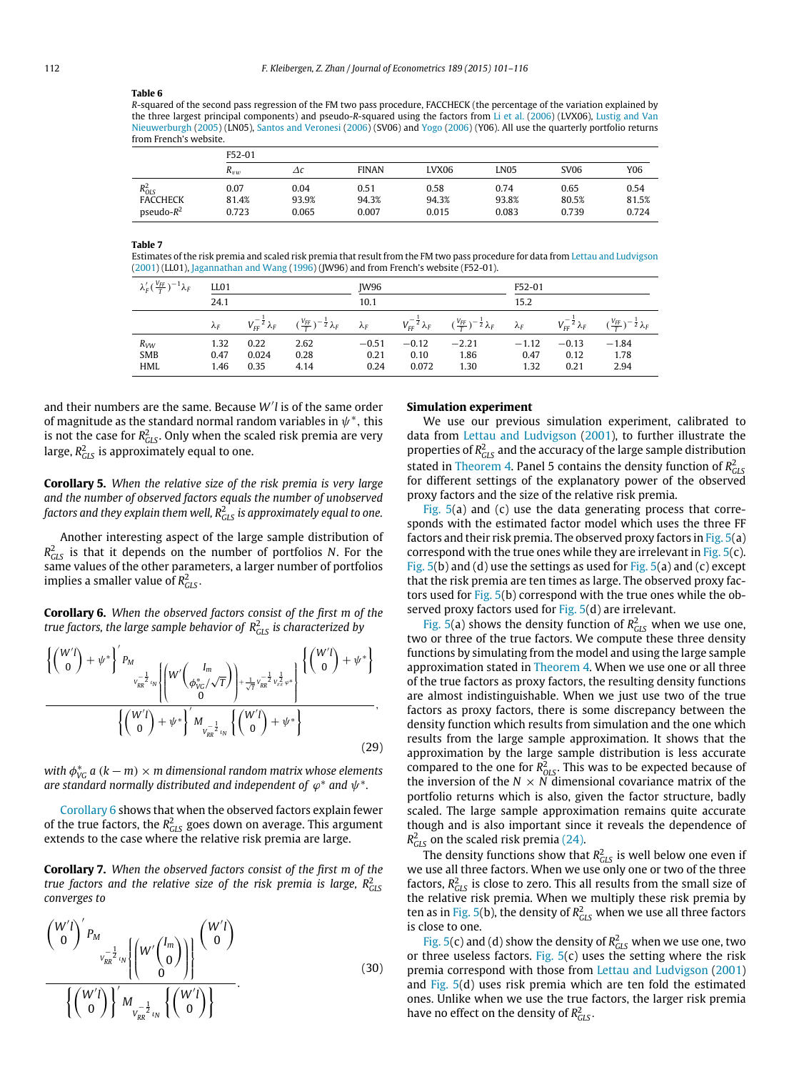**Table 6**

*R*-squared of the second pass regression of the FM two pass procedure, FACCHECK (the percentage of the variation explained by the three largest principal components) and pseudo-*R*-squared using the factors from Li et al. (2006) (LVX06), Lustig and Van Nieuwerburgh (2005) (LN05), Santos and Veronesi (2006) (SV06) and Yogo (2006) (Y06). All use the quarterly portfolio returns from French's website.

| | F52-01 | | | | | | |
|---|---|---|---|---|---|---|---|
| | $R_{vw}$ | $\Delta c$ | FINAN | LVX06 | LN05 | SV06 | Y06 |
| $R^2_{OLS}$ | 0.07 | 0.04 | 0.51 | 0.58 | 0.74 | 0.65 | 0.54 |
| FACCHECK | 81.4% | 93.9% | 94.3% | 94.3% | 93.8% | 80.5% | 81.5% |
| pseudo-$R^2$ | 0.723 | 0.065 | 0.007 | 0.015 | 0.083 | 0.739 | 0.724 |

**Table 7**

Estimates of the risk premia and scaled risk premia that result from the FM two pass procedure for data from Lettau and Ludvigson (2001) (LL01), Jagannathan and Wang (1996) (JW96) and from French's website (F52-01).

| $\lambda_F'(\frac{V_{FF}}{T})^{-1}\lambda_F$ | LL01 | | | JW96 | | | F52-01 | | |
|---|---|---|---|---|---|---|---|---|---|
| | 24.1 | | | 10.1 | | | 15.2 | | |
| | $\lambda_F$ | $V_{FF}^{-\frac{1}{2}}\lambda_F$ | $(\frac{V_{FF}}{T})^{-\frac{1}{2}}\lambda_F$ | $\lambda_F$ | $V_{FF}^{-\frac{1}{2}}\lambda_F$ | $(\frac{V_{FF}}{T})^{-\frac{1}{2}}\lambda_F$ | $\lambda_F$ | $V_{FF}^{-\frac{1}{2}}\lambda_F$ | $(\frac{V_{FF}}{T})^{-\frac{1}{2}}\lambda_F$ |
| $R_{VW}$ | 1.32 | 0.22 | 2.62 | −0.51 | −0.12 | −2.21 | −1.12 | −0.13 | −1.84 |
| SMB | 0.47 | 0.024 | 0.28 | 0.21 | 0.10 | 1.86 | 0.47 | 0.12 | 1.78 |
| HML | 1.46 | 0.35 | 4.14 | 0.24 | 0.072 | 1.30 | 1.32 | 0.21 | 2.94 |

and their numbers are the same. Because $W'l$ is of the same order of magnitude as the standard normal random variables in $\psi^*$, this is not the case for $R^2_{GLS}$. Only when the scaled risk premia are very large, $R^2_{GLS}$ is approximately equal to one.

**Corollary 5.** *When the relative size of the risk premia is very large and the number of observed factors equals the number of unobserved factors and they explain them well, $R^2_{GLS}$ is approximately equal to one.*

Another interesting aspect of the large sample distribution of $R^2_{GLS}$ is that it depends on the number of portfolios $N$. For the same values of the other parameters, a larger number of portfolios implies a smaller value of $R^2_{GLS}$.

**Corollary 6.** *When the observed factors consist of the first $m$ of the true factors, the large sample behavior of $R^2_{GLS}$ is characterized by*

$$\frac{\left\{\begin{pmatrix}W'l\\0\end{pmatrix}+\psi^*\right\}' P_{M_{V_{RR}^{-\frac{1}{2}}\iota_N}\left[\left(W'\begin{pmatrix}I_m\\ \phi^*_{VG}/\sqrt{T}\\ 0\end{pmatrix}\right)+\frac{1}{\sqrt{T}}V_{RR}^{-\frac{1}{2}}V_{\varepsilon\varepsilon}^{\frac{1}{2}}\varphi^*\right]}\left\{\begin{pmatrix}W'l\\0\end{pmatrix}+\psi^*\right\}}{\left\{\begin{pmatrix}W'l\\0\end{pmatrix}+\psi^*\right\}' M_{V_{RR}^{-\frac{1}{2}}\iota_N}\left\{\begin{pmatrix}W'l\\0\end{pmatrix}+\psi^*\right\}},\tag{29}$$

*with $\phi^*_{VG}$ a $(k-m)\times m$ dimensional random matrix whose elements are standard normally distributed and independent of $\varphi^*$ and $\psi^*$.*

Corollary 6 shows that when the observed factors explain fewer of the true factors, the $R^2_{GLS}$ goes down on average. This argument extends to the case where the relative risk premia are large.

**Corollary 7.** *When the observed factors consist of the first $m$ of the true factors and the relative size of the risk premia is large, $R^2_{GLS}$ converges to*

$$\frac{\begin{pmatrix}W'l\\0\end{pmatrix}' P_{M_{V_{RR}^{-\frac{1}{2}}\iota_N}\left[\left(W'\begin{pmatrix}I_m\\0\\0\end{pmatrix}\right)\right]}\begin{pmatrix}W'l\\0\end{pmatrix}}{\left\{\begin{pmatrix}W'l\\0\end{pmatrix}\right\}' M_{V_{RR}^{-\frac{1}{2}}\iota_N}\left\{\begin{pmatrix}W'l\\0\end{pmatrix}\right\}}.\tag{30}$$

**Simulation experiment**

We use our previous simulation experiment, calibrated to data from Lettau and Ludvigson (2001), to further illustrate the properties of $R^2_{GLS}$ and the accuracy of the large sample distribution stated in Theorem 4. Panel 5 contains the density function of $R^2_{GLS}$ for different settings of the explanatory power of the observed proxy factors and the size of the relative risk premia.

Fig. 5(a) and (c) use the data generating process that corresponds with the estimated factor model which uses the three FF factors and their risk premia. The observed proxy factors in Fig. 5(a) correspond with the true ones while they are irrelevant in Fig. 5(c). Fig. 5(b) and (d) use the settings as used for Fig. 5(a) and (c) except that the risk premia are ten times as large. The observed proxy factors used for Fig. 5(b) correspond with the true ones while the observed proxy factors used for Fig. 5(d) are irrelevant.

Fig. 5(a) shows the density function of $R^2_{GLS}$ when we use one, two or three of the true factors. We compute these three density functions by simulating from the model and using the large sample approximation stated in Theorem 4. When we use one or all three of the true factors as proxy factors, the resulting density functions are almost indistinguishable. When we just use two of the true factors as proxy factors, there is some discrepancy between the density function which results from simulation and the one which results from the large sample approximation. It shows that the approximation by the large sample distribution is less accurate compared to the one for $R^2_{OLS}$. This was to be expected because of the inversion of the $N \times N$ dimensional covariance matrix of the portfolio returns which is also, given the factor structure, badly scaled. The large sample approximation remains quite accurate though and is also important since it reveals the dependence of $R^2_{GLS}$ on the scaled risk premia (24).

The density functions show that $R^2_{GLS}$ is well below one even if we use all three factors. When we use only one or two of the three factors, $R^2_{GLS}$ is close to zero. This all results from the small size of the relative risk premia. When we multiply these risk premia by ten as in Fig. 5(b), the density of $R^2_{GLS}$ when we use all three factors is close to one.

Fig. 5(c) and (d) show the density of $R^2_{GLS}$ when we use one, two or three useless factors. Fig. 5(c) uses the setting where the risk premia correspond with those from Lettau and Ludvigson (2001) and Fig. 5(d) uses risk premia which are ten fold the estimated ones. Unlike when we use the true factors, the larger risk premia have no effect on the density of $R^2_{GLS}$.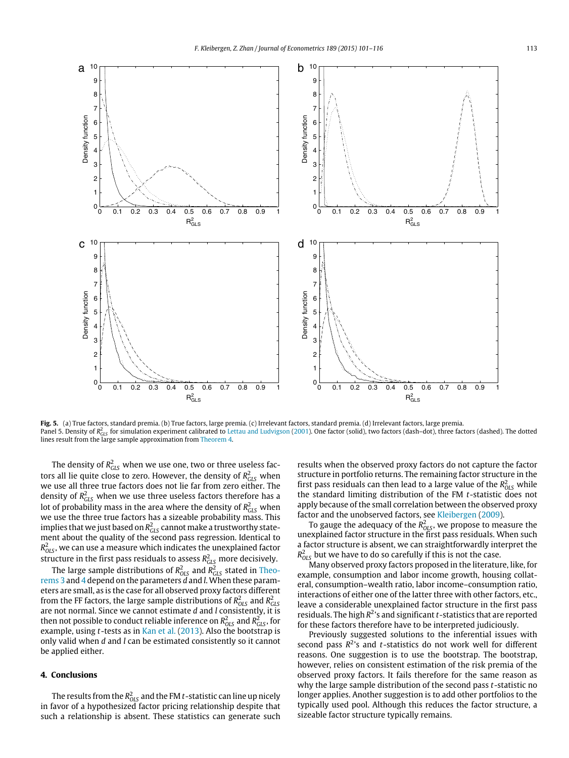**Fig. 5.** (a) True factors, standard premia. (b) True factors, large premia. (c) Irrelevant factors, standard premia. (d) Irrelevant factors, large premia.
Panel 5. Density of $R^2_{GLS}$ for simulation experiment calibrated to Lettau and Ludvigson (2001). One factor (solid), two factors (dash–dot), three factors (dashed). The dotted lines result from the large sample approximation from Theorem 4.

The density of $R^2_{GLS}$ when we use one, two or three useless factors all lie quite close to zero. However, the density of $R^2_{GLS}$ when we use all three true factors does not lie far from zero either. The density of $R^2_{GLS}$ when we use three useless factors therefore has a lot of probability mass in the area where the density of $R^2_{GLS}$ when we use the three true factors has a sizeable probability mass. This implies that we just based on $R^2_{GLS}$ cannot make a trustworthy statement about the quality of the second pass regression. Identical to $R^2_{OLS}$, we can use a measure which indicates the unexplained factor structure in the first pass residuals to assess $R^2_{GLS}$ more decisively.

The large sample distributions of $R^2_{OLS}$ and $R^2_{GLS}$ stated in Theorems 3 and 4 depend on the parameters $d$ and $l$. When these parameters are small, as is the case for all observed proxy factors different from the FF factors, the large sample distributions of $R^2_{OLS}$ and $R^2_{GLS}$ are not normal. Since we cannot estimate $d$ and $l$ consistently, it is then not possible to conduct reliable inference on $R^2_{OLS}$ and $R^2_{GLS}$, for example, using $t$-tests as in Kan et al. (2013). Also the bootstrap is only valid when $d$ and $l$ can be estimated consistently so it cannot be applied either.

## 4. Conclusions

The results from the $R^2_{OLS}$ and the FM $t$-statistic can line up nicely in favor of a hypothesized factor pricing relationship despite that such a relationship is absent. These statistics can generate such results when the observed proxy factors do not capture the factor structure in portfolio returns. The remaining factor structure in the first pass residuals can then lead to a large value of the $R^2_{OLS}$ while the standard limiting distribution of the FM $t$-statistic does not apply because of the small correlation between the observed proxy factor and the unobserved factors, see Kleibergen (2009).

To gauge the adequacy of the $R^2_{OLS}$, we propose to measure the unexplained factor structure in the first pass residuals. When such a factor structure is absent, we can straightforwardly interpret the $R^2_{OLS}$ but we have to do so carefully if this is not the case.

Many observed proxy factors proposed in the literature, like, for example, consumption and labor income growth, housing collateral, consumption–wealth ratio, labor income–consumption ratio, interactions of either one of the latter three with other factors, etc., leave a considerable unexplained factor structure in the first pass residuals. The high $R^2$'s and significant $t$-statistics that are reported for these factors therefore have to be interpreted judiciously.

Previously suggested solutions to the inferential issues with second pass $R^2$'s and $t$-statistics do not work well for different reasons. One suggestion is to use the bootstrap. The bootstrap, however, relies on consistent estimation of the risk premia of the observed proxy factors. It fails therefore for the same reason as why the large sample distribution of the second pass $t$-statistic no longer applies. Another suggestion is to add other portfolios to the typically used pool. Although this reduces the factor structure, a sizeable factor structure typically remains.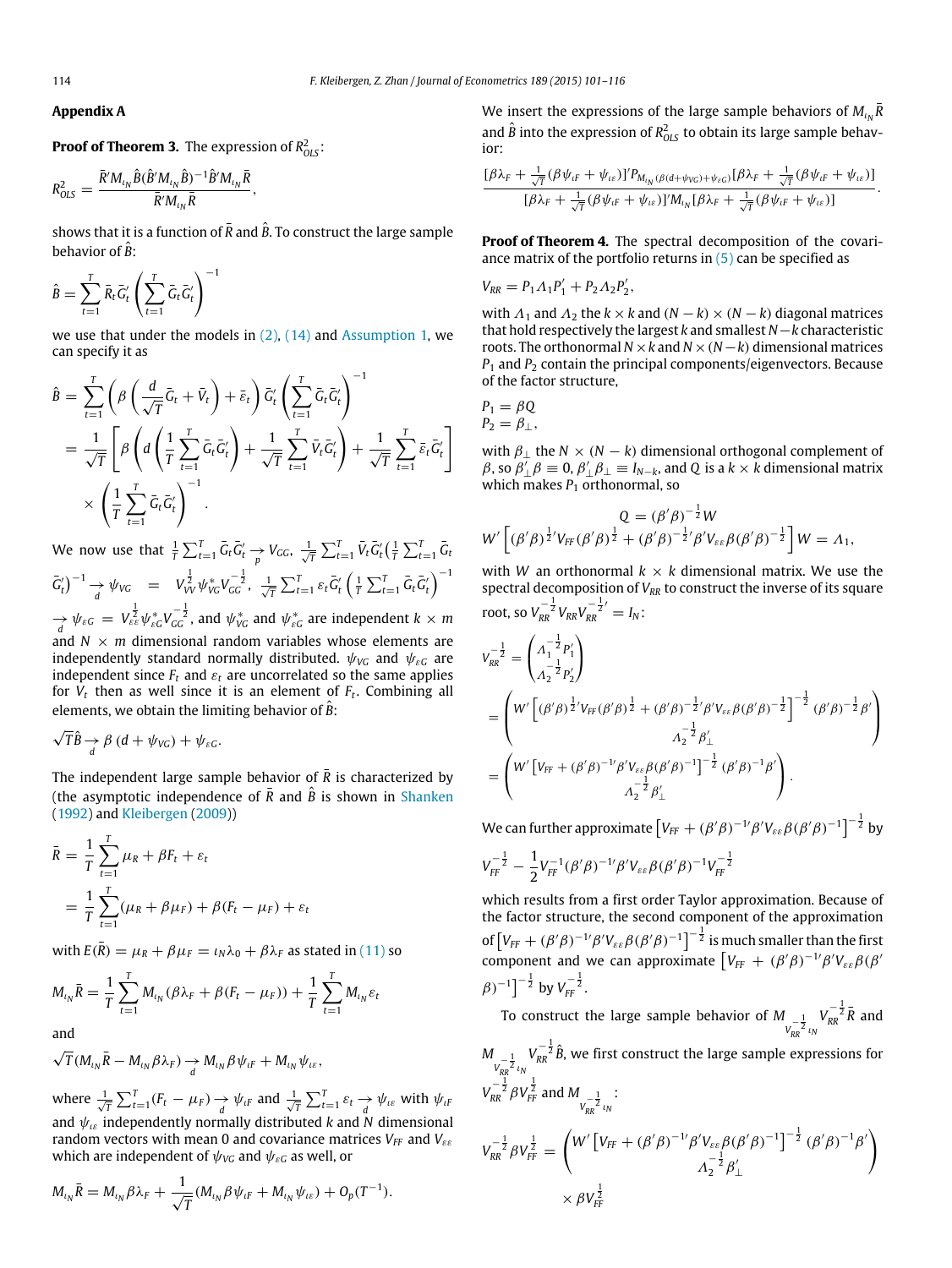## Appendix A

**Proof of Theorem 3.** The expression of $R^2_{OLS}$:

$$R^2_{OLS} = \frac{\bar{R}' M_{\iota_N} \hat{B}(\hat{B}' M_{\iota_N} \hat{B})^{-1} \hat{B}' M_{\iota_N} \bar{R}}{\bar{R}' M_{\iota_N} \bar{R}},$$

shows that it is a function of $\bar{R}$ and $\hat{B}$. To construct the large sample behavior of $\hat{B}$:

$$\hat{B} = \sum_{t=1}^{T} \bar{R}_t \bar{G}_t' \left( \sum_{t=1}^{T} \bar{G}_t \bar{G}_t' \right)^{-1}$$

we use that under the models in (2), (14) and Assumption 1, we can specify it as

$$\begin{aligned}
\hat{B} &= \sum_{t=1}^{T} \left( \beta \left( \frac{d}{\sqrt{T}} \bar{G}_t + \bar{V}_t \right) + \bar{\varepsilon}_t \right) \bar{G}_t' \left( \sum_{t=1}^{T} \bar{G}_t \bar{G}_t' \right)^{-1} \\
&= \frac{1}{\sqrt{T}} \left[ \beta \left( d \left( \frac{1}{T} \sum_{t=1}^{T} \bar{G}_t \bar{G}_t' \right) + \frac{1}{\sqrt{T}} \sum_{t=1}^{T} \bar{V}_t \bar{G}_t' \right) + \frac{1}{\sqrt{T}} \sum_{t=1}^{T} \bar{\varepsilon}_t \bar{G}_t' \right] \\
&\quad \times \left( \frac{1}{T} \sum_{t=1}^{T} \bar{G}_t \bar{G}_t' \right)^{-1}.
\end{aligned}$$

We now use that $\frac{1}{T} \sum_{t=1}^{T} \bar{G}_t \bar{G}_t' \underset{p}{\to} V_{GG}$, $\frac{1}{\sqrt{T}} \sum_{t=1}^{T} \bar{V}_t \bar{G}_t' \left( \frac{1}{T} \sum_{t=1}^{T} \bar{G}_t \bar{G}_t' \right)^{-1} \underset{d}{\to} \psi_{VG} = V_{VV}^{\frac{1}{2}} \psi_{VG}^* V_{GG}^{-\frac{1}{2}}$, $\frac{1}{\sqrt{T}} \sum_{t=1}^{T} \varepsilon_t \bar{G}_t' \left( \frac{1}{T} \sum_{t=1}^{T} \bar{G}_t \bar{G}_t' \right)^{-1} \underset{d}{\to} \psi_{\varepsilon G} = V_{\varepsilon\varepsilon}^{\frac{1}{2}} \psi_{\varepsilon G}^* V_{GG}^{-\frac{1}{2}}$, and $\psi_{VG}^*$ and $\psi_{\varepsilon G}^*$ are independent $k \times m$ and $N \times m$ dimensional random variables whose elements are independently standard normally distributed. $\psi_{VG}$ and $\psi_{\varepsilon G}$ are independent since $F_t$ and $\varepsilon_t$ are uncorrelated so the same applies for $V_t$ then as well since it is an element of $F_t$. Combining all elements, we obtain the limiting behavior of $\hat{B}$:

$$\sqrt{T} \hat{B} \underset{d}{\to} \beta (d + \psi_{VG}) + \psi_{\varepsilon G}.$$

The independent large sample behavior of $\bar{R}$ is characterized by (the asymptotic independence of $\bar{R}$ and $\hat{B}$ is shown in Shanken (1992) and Kleibergen (2009))

$$\begin{aligned}
\bar{R} &= \frac{1}{T} \sum_{t=1}^{T} \mu_R + \beta F_t + \varepsilon_t \\
&= \frac{1}{T} \sum_{t=1}^{T} (\mu_R + \beta \mu_F) + \beta (F_t - \mu_F) + \varepsilon_t
\end{aligned}$$

with $E(\bar{R}) = \mu_R + \beta \mu_F = \iota_N \lambda_0 + \beta \lambda_F$ as stated in (11) so

$$M_{\iota_N} \bar{R} = \frac{1}{T} \sum_{t=1}^{T} M_{\iota_N} (\beta \lambda_F + \beta (F_t - \mu_F)) + \frac{1}{T} \sum_{t=1}^{T} M_{\iota_N} \varepsilon_t$$

and

$$\sqrt{T} (M_{\iota_N} \bar{R} - M_{\iota_N} \beta \lambda_F) \underset{d}{\to} M_{\iota_N} \beta \psi_{\iota F} + M_{\iota_N} \psi_{\iota \varepsilon},$$

where $\frac{1}{\sqrt{T}} \sum_{t=1}^{T} (F_t - \mu_F) \underset{d}{\to} \psi_{\iota F}$ and $\frac{1}{\sqrt{T}} \sum_{t=1}^{T} \varepsilon_t \underset{d}{\to} \psi_{\iota \varepsilon}$ with $\psi_{\iota F}$ and $\psi_{\iota \varepsilon}$ independently normally distributed $k$ and $N$ dimensional random vectors with mean 0 and covariance matrices $V_{FF}$ and $V_{\varepsilon\varepsilon}$ which are independent of $\psi_{VG}$ and $\psi_{\varepsilon G}$ as well, or

$$M_{\iota_N} \bar{R} = M_{\iota_N} \beta \lambda_F + \frac{1}{\sqrt{T}} (M_{\iota_N} \beta \psi_{\iota F} + M_{\iota_N} \psi_{\iota \varepsilon}) + O_p(T^{-1}).$$

We insert the expressions of the large sample behaviors of $M_{\iota_N} \bar{R}$ and $\hat{B}$ into the expression of $R^2_{OLS}$ to obtain its large sample behavior:

$$\frac{[\beta \lambda_F + \frac{1}{\sqrt{T}} (\beta \psi_{\iota F} + \psi_{\iota \varepsilon})]' P_{M_{\iota_N} (\beta (d + \psi_{VG}) + \psi_{\varepsilon G})} [\beta \lambda_F + \frac{1}{\sqrt{T}} (\beta \psi_{\iota F} + \psi_{\iota \varepsilon})]}{[\beta \lambda_F + \frac{1}{\sqrt{T}} (\beta \psi_{\iota F} + \psi_{\iota \varepsilon})]' M_{\iota_N} [\beta \lambda_F + \frac{1}{\sqrt{T}} (\beta \psi_{\iota F} + \psi_{\iota \varepsilon})]}.$$

**Proof of Theorem 4.** The spectral decomposition of the covariance matrix of the portfolio returns in (5) can be specified as

$$V_{RR} = P_1 \Lambda_1 P_1' + P_2 \Lambda_2 P_2',$$

with $\Lambda_1$ and $\Lambda_2$ the $k \times k$ and $(N-k) \times (N-k)$ diagonal matrices that hold respectively the largest $k$ and smallest $N-k$ characteristic roots. The orthonormal $N \times k$ and $N \times (N-k)$ dimensional matrices $P_1$ and $P_2$ contain the principal components/eigenvectors. Because of the factor structure,

$$\begin{aligned}
P_1 &= \beta Q \\
P_2 &= \beta_\perp,
\end{aligned}$$

with $\beta_\perp$ the $N \times (N-k)$ dimensional orthogonal complement of $\beta$, so $\beta_\perp' \beta \equiv 0$, $\beta_\perp' \beta_\perp \equiv I_{N-k}$, and $Q$ is a $k \times k$ dimensional matrix which makes $P_1$ orthonormal, so

$$\begin{gathered}
Q = (\beta' \beta)^{-\frac{1}{2}} W \\
W' \left[ (\beta' \beta)^{\frac{1}{2}\prime} V_{FF} (\beta' \beta)^{\frac{1}{2}} + (\beta' \beta)^{-\frac{1}{2}\prime} \beta' V_{\varepsilon\varepsilon} \beta (\beta' \beta)^{-\frac{1}{2}} \right] W = \Lambda_1,
\end{gathered}$$

with $W$ an orthonormal $k \times k$ dimensional matrix. We use the spectral decomposition of $V_{RR}$ to construct the inverse of its square root, so $V_{RR}^{-\frac{1}{2}} V_{RR} V_{RR}^{-\frac{1}{2}\prime} = I_N$:

$$\begin{aligned}
V_{RR}^{-\frac{1}{2}} &= \begin{pmatrix} \Lambda_1^{-\frac{1}{2}} P_1' \\ \Lambda_2^{-\frac{1}{2}} P_2' \end{pmatrix} \\
&= \begin{pmatrix} W' \left[ (\beta' \beta)^{\frac{1}{2}\prime} V_{FF} (\beta' \beta)^{\frac{1}{2}} + (\beta' \beta)^{-\frac{1}{2}\prime} \beta' V_{\varepsilon\varepsilon} \beta (\beta' \beta)^{-\frac{1}{2}} \right]^{-\frac{1}{2}} (\beta' \beta)^{-\frac{1}{2}} \beta' \\ \Lambda_2^{-\frac{1}{2}} \beta_\perp' \end{pmatrix} \\
&= \begin{pmatrix} W' \left[ V_{FF} + (\beta' \beta)^{-1\prime} \beta' V_{\varepsilon\varepsilon} \beta (\beta' \beta)^{-1} \right]^{-\frac{1}{2}} (\beta' \beta)^{-1} \beta' \\ \Lambda_2^{-\frac{1}{2}} \beta_\perp' \end{pmatrix}.
\end{aligned}$$

We can further approximate $\left[ V_{FF} + (\beta' \beta)^{-1\prime} \beta' V_{\varepsilon\varepsilon} \beta (\beta' \beta)^{-1} \right]^{-\frac{1}{2}}$ by

$$V_{FF}^{-\frac{1}{2}} - \frac{1}{2} V_{FF}^{-1} (\beta' \beta)^{-1\prime} \beta' V_{\varepsilon\varepsilon} \beta (\beta' \beta)^{-1} V_{FF}^{-\frac{1}{2}}$$

which results from a first order Taylor approximation. Because of the factor structure, the second component of the approximation of $\left[ V_{FF} + (\beta' \beta)^{-1\prime} \beta' V_{\varepsilon\varepsilon} \beta (\beta' \beta)^{-1} \right]^{-\frac{1}{2}}$ is much smaller than the first component and we can approximate $\left[ V_{FF} + (\beta' \beta)^{-1\prime} \beta' V_{\varepsilon\varepsilon} \beta (\beta' \beta)^{-1} \right]^{-\frac{1}{2}}$ by $V_{FF}^{-\frac{1}{2}}$.

To construct the large sample behavior of $M_{V_{RR}^{-\frac{1}{2}} \iota_N} V_{RR}^{-\frac{1}{2}} \bar{R}$ and $M_{V_{RR}^{-\frac{1}{2}} \iota_N} V_{RR}^{-\frac{1}{2}} \hat{B}$, we first construct the large sample expressions for $V_{RR}^{-\frac{1}{2}} \beta V_{FF}^{\frac{1}{2}}$ and $M_{V_{RR}^{-\frac{1}{2}} \iota_N}$:

$$V_{RR}^{-\frac{1}{2}} \beta V_{FF}^{\frac{1}{2}} = \begin{pmatrix} W' \left[ V_{FF} + (\beta' \beta)^{-1\prime} \beta' V_{\varepsilon\varepsilon} \beta (\beta' \beta)^{-1} \right]^{-\frac{1}{2}} (\beta' \beta)^{-1} \beta' \\ \Lambda_2^{-\frac{1}{2}} \beta_\perp' \end{pmatrix} \times \beta V_{FF}^{\frac{1}{2}}$$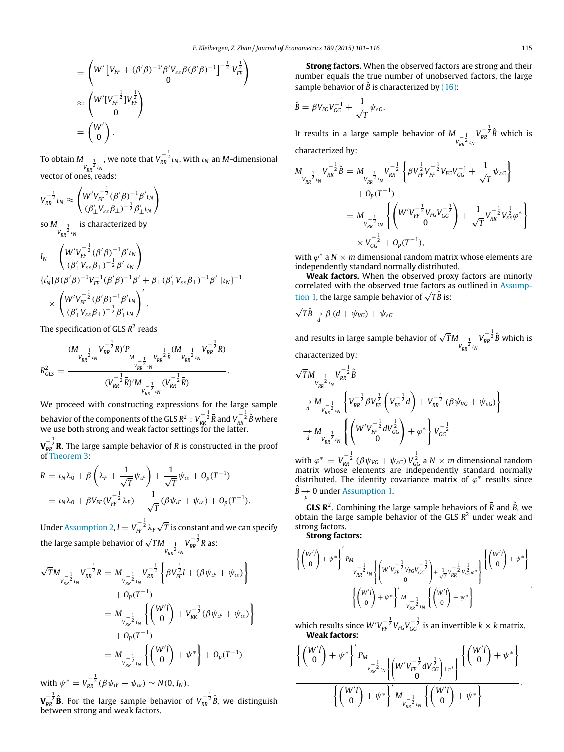$$= \begin{pmatrix} W'\left[V_{FF} + (\beta'\beta)^{-1\prime}\beta' V_{\varepsilon\varepsilon}\beta(\beta'\beta)^{-1}\right]^{-\frac{1}{2}} V_{FF}^{\frac{1}{2}} \\ 0 \end{pmatrix}$$

$$\approx \begin{pmatrix} W'[V_{FF}^{-\frac{1}{2}}]V_{FF}^{\frac{1}{2}} \\ 0 \end{pmatrix}$$

$$= \begin{pmatrix} W' \\ 0 \end{pmatrix}.$$

To obtain $M_{V_{RR}^{-\frac{1}{2}}\iota_N}$, we note that $V_{RR}^{-\frac{1}{2}}\iota_N$, with $\iota_N$ an $M$-dimensional vector of ones, reads:

$$V_{RR}^{-\frac{1}{2}}\iota_N \approx \begin{pmatrix} W'V_{FF}^{-\frac{1}{2}}(\beta'\beta)^{-1}\beta'\iota_N \\ (\beta_\perp' V_{\varepsilon\varepsilon}\beta_\perp)^{-\frac{1}{2}}\beta_\perp'\iota_N \end{pmatrix}$$

so $M_{V_{RR}^{-\frac{1}{2}}\iota_N}$ is characterized by

$$I_N - \begin{pmatrix} W'V_{FF}^{-\frac{1}{2}}(\beta'\beta)^{-1}\beta'\iota_N \\ (\beta_\perp' V_{\varepsilon\varepsilon}\beta_\perp)^{-\frac{1}{2}}\beta_\perp'\iota_N \end{pmatrix}$$
$$\{\iota_N'[\beta(\beta'\beta)^{-1}V_{FF}^{-1}(\beta'\beta)^{-1}\beta' + \beta_\perp(\beta_\perp' V_{\varepsilon\varepsilon}\beta_\perp)^{-1}\beta_\perp']\iota_N\}^{-1}$$
$$\times \begin{pmatrix} W'V_{FF}^{-\frac{1}{2}}(\beta'\beta)^{-1}\beta'\iota_N \\ (\beta_\perp' V_{\varepsilon\varepsilon}\beta_\perp)^{-\frac{1}{2}}\beta_\perp'\iota_N \end{pmatrix}'.$$

The specification of GLS $R^2$ reads

$$R^2_{GLS} = \frac{(M_{V_{RR}^{-\frac{1}{2}}\iota_N} V_{RR}^{-\frac{1}{2}}\bar{R})' P_{M_{V_{RR}^{-\frac{1}{2}}\iota_N} V_{RR}^{-\frac{1}{2}}\hat{B}} (M_{V_{RR}^{-\frac{1}{2}}\iota_N} V_{RR}^{-\frac{1}{2}}\bar{R})}{(V_{RR}^{-\frac{1}{2}}\bar{R})' M_{V_{RR}^{-\frac{1}{2}}\iota_N} (V_{RR}^{-\frac{1}{2}}\bar{R})}.$$

We proceed with constructing expressions for the large sample behavior of the components of the GLS $R^2$: $V_{RR}^{-\frac{1}{2}}\bar{R}$ and $V_{RR}^{-\frac{1}{2}}\hat{B}$ where we use both strong and weak factor settings for the latter.

$\mathbf{V_{RR}^{-\frac{1}{2}}\bar{R}}$. The large sample behavior of $\bar{R}$ is constructed in the proof of Theorem 3:

$$\bar{R} = \iota_N\lambda_0 + \beta\left(\lambda_F + \frac{1}{\sqrt{T}}\psi_{\iota F}\right) + \frac{1}{\sqrt{T}}\psi_{\iota\varepsilon} + O_p(T^{-1})$$
$$= \iota_N\lambda_0 + \beta V_{FF}(V_{FF}^{-\frac{1}{2}}\lambda_F) + \frac{1}{\sqrt{T}}(\beta\psi_{\iota F} + \psi_{\iota\varepsilon}) + O_p(T^{-1}).$$

Under Assumption 2, $l = V_{FF}^{-\frac{1}{2}}\lambda_F\sqrt{T}$ is constant and we can specify the large sample behavior of $\sqrt{T}M_{V_{RR}^{-\frac{1}{2}}\iota_N} V_{RR}^{-\frac{1}{2}}\bar{R}$ as:

$$\sqrt{T}M_{V_{RR}^{-\frac{1}{2}}\iota_N} V_{RR}^{-\frac{1}{2}}\bar{R} = M_{V_{RR}^{-\frac{1}{2}}\iota_N} V_{RR}^{-\frac{1}{2}}\left\{\beta V_{FF}^{\frac{1}{2}} l + (\beta\psi_{\iota F} + \psi_{\iota\varepsilon})\right\} + O_p(T^{-1})$$
$$= M_{V_{RR}^{-\frac{1}{2}}\iota_N}\left\{\begin{pmatrix} W'l \\ 0 \end{pmatrix} + V_{RR}^{-\frac{1}{2}}(\beta\psi_{\iota F} + \psi_{\iota\varepsilon})\right\} + O_p(T^{-1})$$
$$= M_{V_{RR}^{-\frac{1}{2}}\iota_N}\left\{\begin{pmatrix} W'l \\ 0 \end{pmatrix} + \psi^*\right\} + O_p(T^{-1})$$

with $\psi^* = V_{RR}^{-\frac{1}{2}}(\beta\psi_{\iota F} + \psi_{\iota\varepsilon}) \sim N(0, I_N)$.

$\mathbf{V_{RR}^{-\frac{1}{2}}\hat{B}}$. For the large sample behavior of $V_{RR}^{-\frac{1}{2}}\hat{B}$, we distinguish between strong and weak factors.

**Strong factors.** When the observed factors are strong and their number equals the true number of unobserved factors, the large sample behavior of $\hat{B}$ is characterized by (16):

$$\hat{B} = \beta V_{FG}V_{GG}^{-1} + \frac{1}{\sqrt{T}}\psi_{\varepsilon G}.$$

It results in a large sample behavior of $M_{V_{RR}^{-\frac{1}{2}}\iota_N} V_{RR}^{-\frac{1}{2}}\hat{B}$ which is characterized by:

$$M_{V_{RR}^{-\frac{1}{2}}\iota_N} V_{RR}^{-\frac{1}{2}}\hat{B} = M_{V_{RR}^{-\frac{1}{2}}\iota_N} V_{RR}^{-\frac{1}{2}}\left\{\beta V_{FF}^{\frac{1}{2}}V_{FF}^{-\frac{1}{2}}V_{FG}V_{GG}^{-1} + \frac{1}{\sqrt{T}}\psi_{\varepsilon G}\right\} + O_p(T^{-1})$$
$$= M_{V_{RR}^{-\frac{1}{2}}\iota_N}\left\{\begin{pmatrix} W'V_{FF}^{-\frac{1}{2}}V_{FG}V_{GG}^{-\frac{1}{2}} \\ 0 \end{pmatrix} + \frac{1}{\sqrt{T}}V_{RR}^{-\frac{1}{2}}V_{\varepsilon\varepsilon}^{\frac{1}{2}}\varphi^*\right\} \times V_{GG}^{-\frac{1}{2}} + O_p(T^{-1}),$$

with $\varphi^*$ a $N \times m$ dimensional random matrix whose elements are independently standard normally distributed.

**Weak factors.** When the observed proxy factors are minorly correlated with the observed true factors as outlined in Assumption 1, the large sample behavior of $\sqrt{T}\hat{B}$ is:

$$\sqrt{T}\hat{B} \underset{d}{\to} \beta\,(d + \psi_{VG}) + \psi_{\varepsilon G}$$

and results in large sample behavior of $\sqrt{T}M_{V_{RR}^{-\frac{1}{2}}\iota_N} V_{RR}^{-\frac{1}{2}}\hat{B}$ which is characterized by:

$$\sqrt{T}M_{V_{RR}^{-\frac{1}{2}}\iota_N} V_{RR}^{-\frac{1}{2}}\hat{B}$$
$$\underset{d}{\to} M_{V_{RR}^{-\frac{1}{2}}\iota_N}\left\{V_{RR}^{-\frac{1}{2}}\beta V_{FF}^{\frac{1}{2}}\left(V_{FF}^{-\frac{1}{2}}d\right) + V_{RR}^{-\frac{1}{2}}(\beta\psi_{VG} + \psi_{\varepsilon G})\right\}$$
$$\underset{d}{\to} M_{V_{RR}^{-\frac{1}{2}}\iota_N}\left\{\begin{pmatrix} W'V_{FF}^{-\frac{1}{2}}dV_{GG}^{\frac{1}{2}} \\ 0 \end{pmatrix} + \varphi^*\right\}V_{GG}^{-\frac{1}{2}}$$

with $\varphi^* = V_{RR}^{-\frac{1}{2}}(\beta\psi_{VG} + \psi_{\varepsilon G})V_{GG}^{\frac{1}{2}}$ a $N \times m$ dimensional random matrix whose elements are independently standard normally distributed. The identity covariance matrix of $\varphi^*$ results since $\hat{B} \underset{p}{\to} 0$ under Assumption 1.

**GLS R$^2$.** Combining the large sample behaviors of $\bar{R}$ and $\hat{B}$, we obtain the large sample behavior of the GLS $R^2$ under weak and strong factors.

**Strong factors:**

$$\frac{\left\{\begin{pmatrix} W'l \\ 0 \end{pmatrix} + \psi^*\right\}' P_{M_{V_{RR}^{-\frac{1}{2}}\iota_N}\left\{\begin{pmatrix} W'V_{FF}^{-\frac{1}{2}}V_{FG}V_{GG}^{-\frac{1}{2}} \\ 0 \end{pmatrix} + \frac{1}{\sqrt{T}}V_{RR}^{-\frac{1}{2}}V_{\varepsilon\varepsilon}^{\frac{1}{2}}\varphi^*\right\}}\left\{\begin{pmatrix} W'l \\ 0 \end{pmatrix} + \psi^*\right\}}{\left\{\begin{pmatrix} W'l \\ 0 \end{pmatrix} + \psi^*\right\}' M_{V_{RR}^{-\frac{1}{2}}\iota_N}\left\{\begin{pmatrix} W'l \\ 0 \end{pmatrix} + \psi^*\right\}},$$

which results since $W'V_{FF}^{-\frac{1}{2}}V_{FG}V_{GG}^{-\frac{1}{2}}$ is an invertible $k \times k$ matrix.

**Weak factors:**

$$\frac{\left\{\begin{pmatrix} W'l \\ 0 \end{pmatrix} + \psi^*\right\}' P_{M_{V_{RR}^{-\frac{1}{2}}\iota_N}\left\{\begin{pmatrix} W'V_{FF}^{-\frac{1}{2}}dV_{GG}^{\frac{1}{2}} \\ 0 \end{pmatrix} + \varphi^*\right\}}\left\{\begin{pmatrix} W'l \\ 0 \end{pmatrix} + \psi^*\right\}}{\left\{\begin{pmatrix} W'l \\ 0 \end{pmatrix} + \psi^*\right\}' M_{V_{RR}^{-\frac{1}{2}}\iota_N}\left\{\begin{pmatrix} W'l \\ 0 \end{pmatrix} + \psi^*\right\}}.$$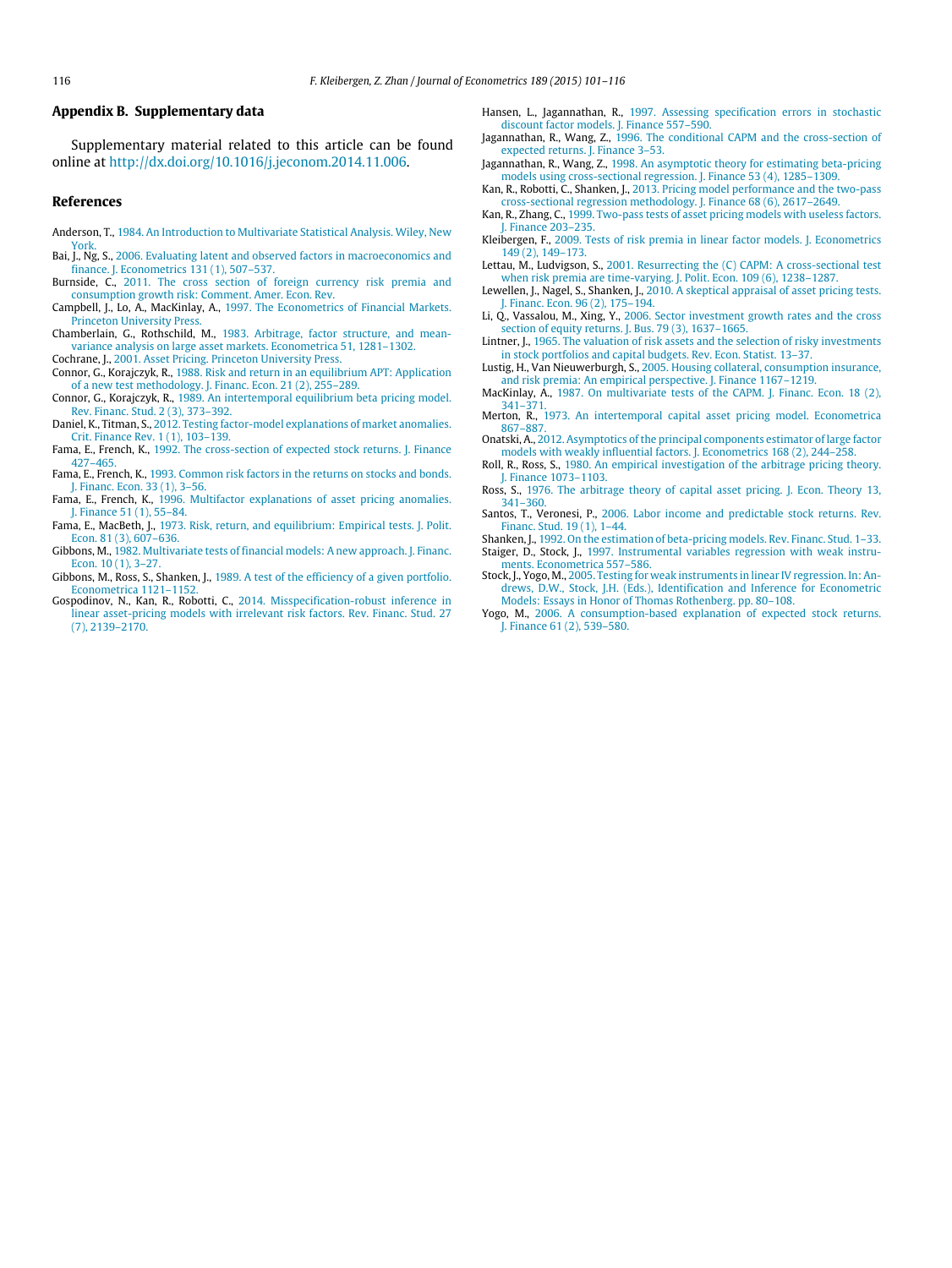## Appendix B. Supplementary data

Supplementary material related to this article can be found online at http://dx.doi.org/10.1016/j.jeconom.2014.11.006.

## References

Anderson, T., 1984. An Introduction to Multivariate Statistical Analysis. Wiley, New York.

Bai, J., Ng, S., 2006. Evaluating latent and observed factors in macroeconomics and finance. J. Econometrics 131 (1), 507–537.

Burnside, C., 2011. The cross section of foreign currency risk premia and consumption growth risk: Comment. Amer. Econ. Rev.

Campbell, J., Lo, A., MacKinlay, A., 1997. The Econometrics of Financial Markets. Princeton University Press.

Chamberlain, G., Rothschild, M., 1983. Arbitrage, factor structure, and mean-variance analysis on large asset markets. Econometrica 51, 1281–1302.

Cochrane, J., 2001. Asset Pricing. Princeton University Press.

Connor, G., Korajczyk, R., 1988. Risk and return in an equilibrium APT: Application of a new test methodology. J. Financ. Econ. 21 (2), 255–289.

Connor, G., Korajczyk, R., 1989. An intertemporal equilibrium beta pricing model. Rev. Financ. Stud. 2 (3), 373–392.

Daniel, K., Titman, S., 2012. Testing factor-model explanations of market anomalies. Crit. Finance Rev. 1 (1), 103–139.

Fama, E., French, K., 1992. The cross-section of expected stock returns. J. Finance 427–465.

Fama, E., French, K., 1993. Common risk factors in the returns on stocks and bonds. J. Financ. Econ. 33 (1), 3–56.

Fama, E., French, K., 1996. Multifactor explanations of asset pricing anomalies. J. Finance 51 (1), 55–84.

Fama, E., MacBeth, J., 1973. Risk, return, and equilibrium: Empirical tests. J. Polit. Econ. 81 (3), 607–636.

Gibbons, M., 1982. Multivariate tests of financial models: A new approach. J. Financ. Econ. 10 (1), 3–27.

Gibbons, M., Ross, S., Shanken, J., 1989. A test of the efficiency of a given portfolio. Econometrica 1121–1152.

Gospodinov, N., Kan, R., Robotti, C., 2014. Misspecification-robust inference in linear asset-pricing models with irrelevant risk factors. Rev. Financ. Stud. 27 (7), 2139–2170.

Hansen, L., Jagannathan, R., 1997. Assessing specification errors in stochastic discount factor models. J. Finance 557–590.

Jagannathan, R., Wang, Z., 1996. The conditional CAPM and the cross-section of expected returns. J. Finance 3–53.

Jagannathan, R., Wang, Z., 1998. An asymptotic theory for estimating beta-pricing models using cross-sectional regression. J. Finance 53 (4), 1285–1309.

Kan, R., Robotti, C., Shanken, J., 2013. Pricing model performance and the two-pass cross-sectional regression methodology. J. Finance 68 (6), 2617–2649.

Kan, R., Zhang, C., 1999. Two-pass tests of asset pricing models with useless factors. J. Finance 203–235.

Kleibergen, F., 2009. Tests of risk premia in linear factor models. J. Econometrics 149 (2), 149–173.

Lettau, M., Ludvigson, S., 2001. Resurrecting the (C) CAPM: A cross-sectional test when risk premia are time-varying. J. Polit. Econ. 109 (6), 1238–1287.

Lewellen, J., Nagel, S., Shanken, J., 2010. A skeptical appraisal of asset pricing tests. J. Financ. Econ. 96 (2), 175–194.

Li, Q., Vassalou, M., Xing, Y., 2006. Sector investment growth rates and the cross section of equity returns. J. Bus. 79 (3), 1637–1665.

Lintner, J., 1965. The valuation of risk assets and the selection of risky investments in stock portfolios and capital budgets. Rev. Econ. Statist. 13–37.

Lustig, H., Van Nieuwerburgh, S., 2005. Housing collateral, consumption insurance, and risk premia: An empirical perspective. J. Finance 1167–1219.

MacKinlay, A., 1987. On multivariate tests of the CAPM. J. Financ. Econ. 18 (2), 341–371.

Merton, R., 1973. An intertemporal capital asset pricing model. Econometrica 867–887.

Onatski, A., 2012. Asymptotics of the principal components estimator of large factor models with weakly influential factors. J. Econometrics 168 (2), 244–258.

Roll, R., Ross, S., 1980. An empirical investigation of the arbitrage pricing theory. J. Finance 1073–1103.

Ross, S., 1976. The arbitrage theory of capital asset pricing. J. Econ. Theory 13, 341–360.

Santos, T., Veronesi, P., 2006. Labor income and predictable stock returns. Rev. Financ. Stud. 19 (1), 1–44.

Shanken, J., 1992. On the estimation of beta-pricing models. Rev. Financ. Stud. 1–33.

Staiger, D., Stock, J., 1997. Instrumental variables regression with weak instruments. Econometrica 557–586.

Stock, J., Yogo, M., 2005. Testing for weak instruments in linear IV regression. In: Andrews, D.W., Stock, J.H. (Eds.), Identification and Inference for Econometric Models: Essays in Honor of Thomas Rothenberg. pp. 80–108.

Yogo, M., 2006. A consumption-based explanation of expected stock returns. J. Finance 61 (2), 539–580.